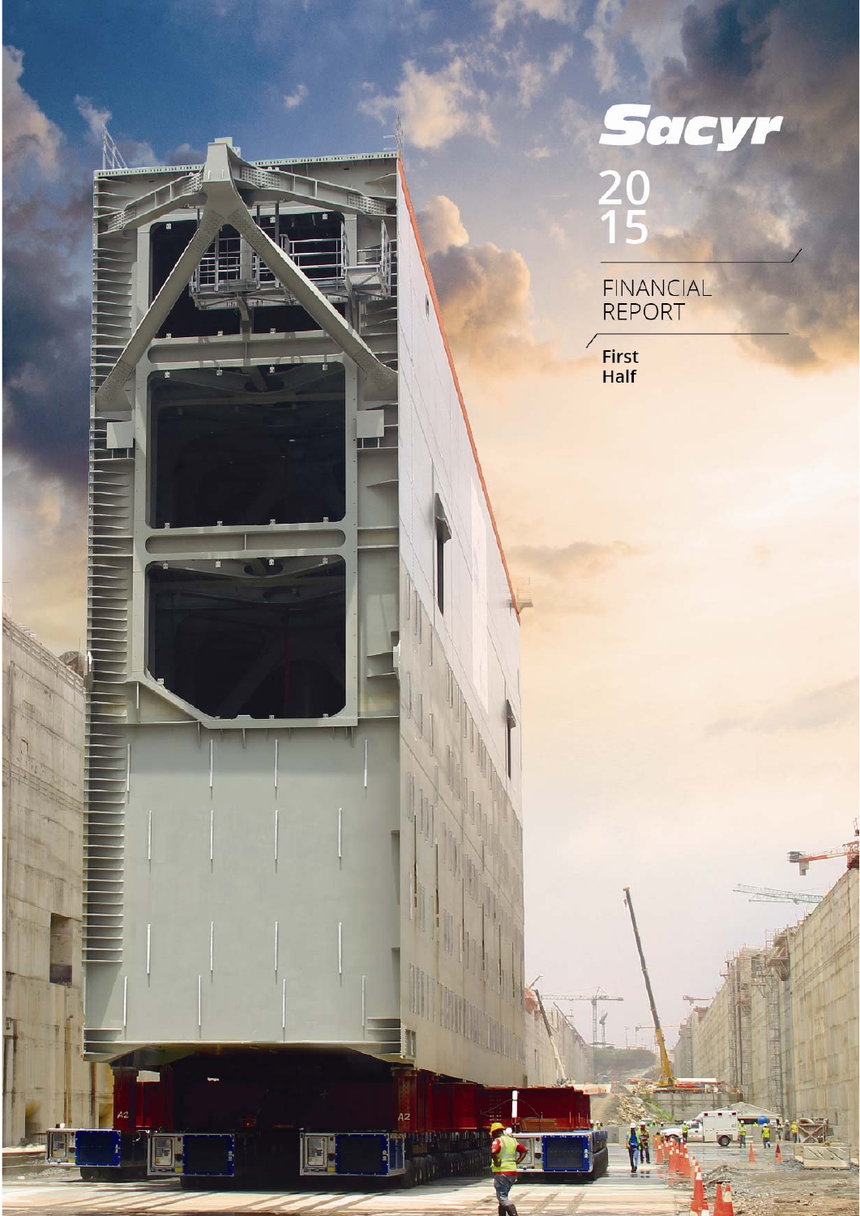# Sacyr

# 2015

## FINANCIAL REPORT

**First Half**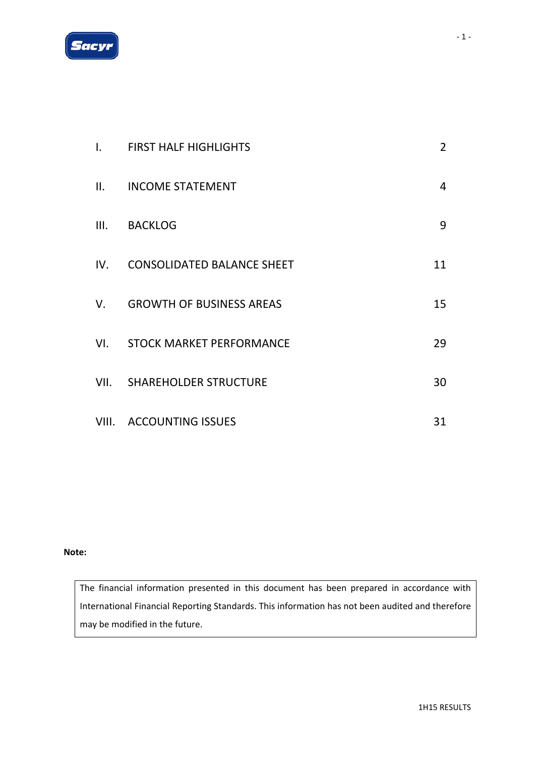| | | |
|---|---|---|
| I. | FIRST HALF HIGHLIGHTS | 2 |
| II. | INCOME STATEMENT | 4 |
| III. | BACKLOG | 9 |
| IV. | CONSOLIDATED BALANCE SHEET | 11 |
| V. | GROWTH OF BUSINESS AREAS | 15 |
| VI. | STOCK MARKET PERFORMANCE | 29 |
| VII. | SHAREHOLDER STRUCTURE | 30 |
| VIII. | ACCOUNTING ISSUES | 31 |

**Note:**

> The financial information presented in this document has been prepared in accordance with International Financial Reporting Standards. This information has not been audited and therefore may be modified in the future.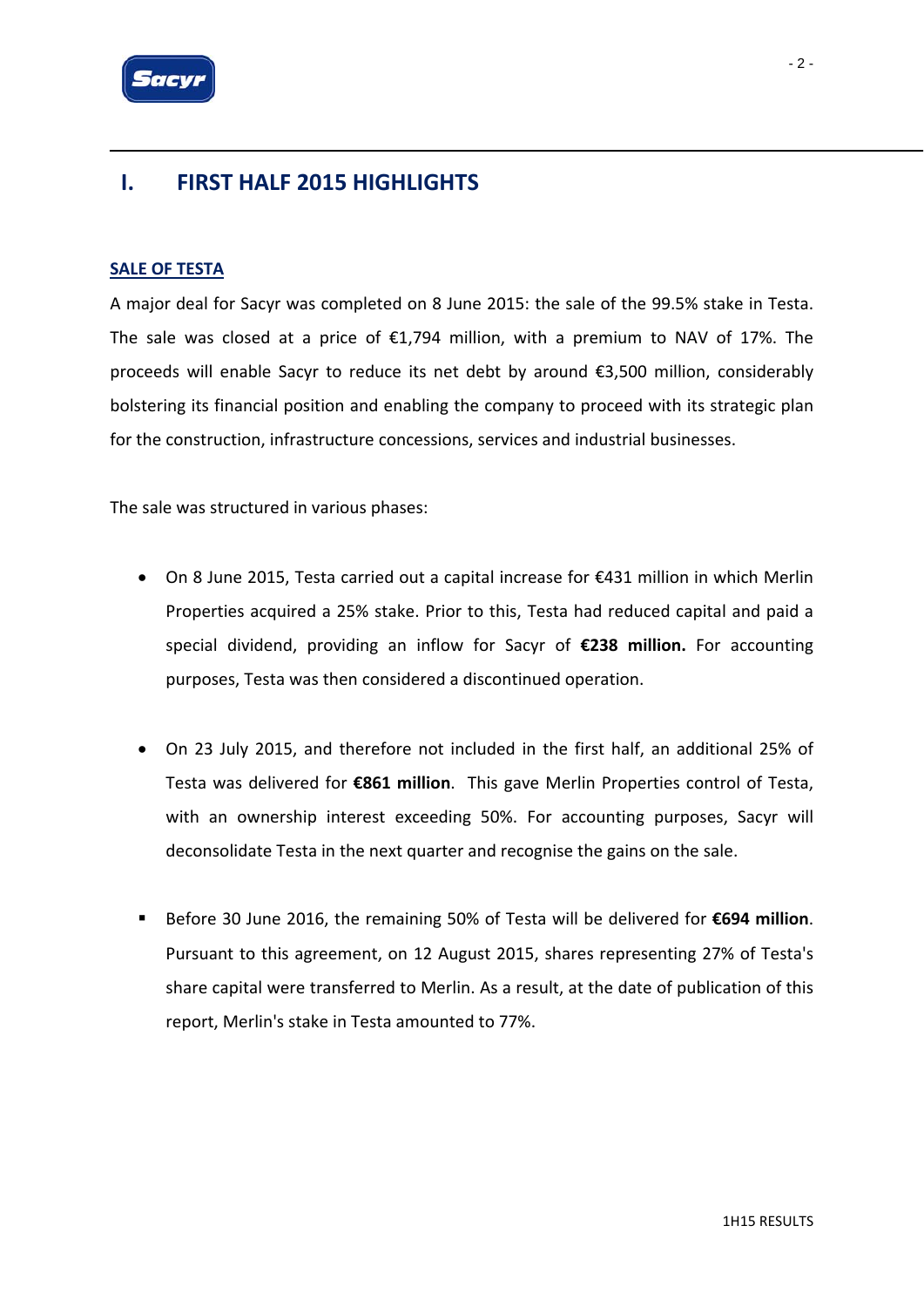# I. FIRST HALF 2015 HIGHLIGHTS

## SALE OF TESTA

A major deal for Sacyr was completed on 8 June 2015: the sale of the 99.5% stake in Testa. The sale was closed at a price of €1,794 million, with a premium to NAV of 17%. The proceeds will enable Sacyr to reduce its net debt by around €3,500 million, considerably bolstering its financial position and enabling the company to proceed with its strategic plan for the construction, infrastructure concessions, services and industrial businesses.

The sale was structured in various phases:

- On 8 June 2015, Testa carried out a capital increase for €431 million in which Merlin Properties acquired a 25% stake. Prior to this, Testa had reduced capital and paid a special dividend, providing an inflow for Sacyr of **€238 million.** For accounting purposes, Testa was then considered a discontinued operation.

- On 23 July 2015, and therefore not included in the first half, an additional 25% of Testa was delivered for **€861 million**. This gave Merlin Properties control of Testa, with an ownership interest exceeding 50%. For accounting purposes, Sacyr will deconsolidate Testa in the next quarter and recognise the gains on the sale.

- Before 30 June 2016, the remaining 50% of Testa will be delivered for **€694 million**. Pursuant to this agreement, on 12 August 2015, shares representing 27% of Testa's share capital were transferred to Merlin. As a result, at the date of publication of this report, Merlin's stake in Testa amounted to 77%.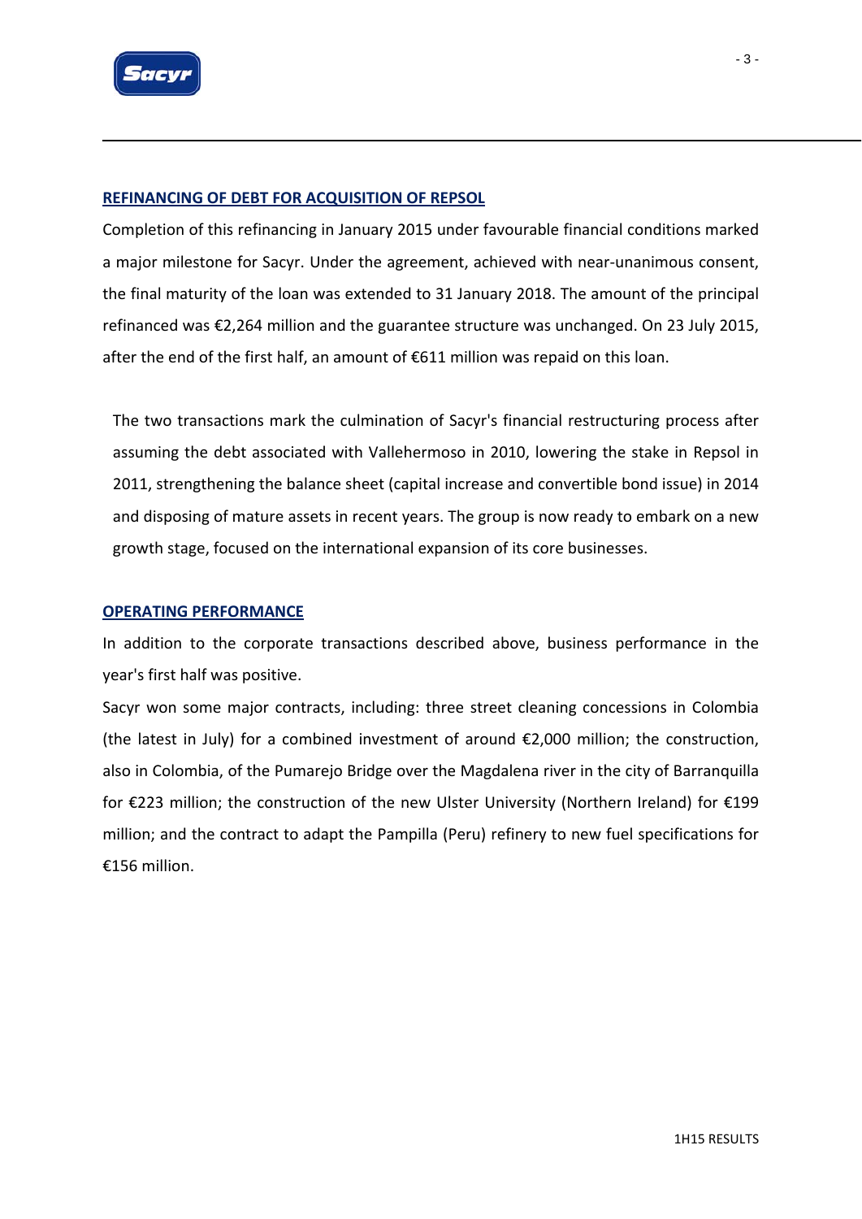## REFINANCING OF DEBT FOR ACQUISITION OF REPSOL

Completion of this refinancing in January 2015 under favourable financial conditions marked a major milestone for Sacyr. Under the agreement, achieved with near-unanimous consent, the final maturity of the loan was extended to 31 January 2018. The amount of the principal refinanced was €2,264 million and the guarantee structure was unchanged. On 23 July 2015, after the end of the first half, an amount of €611 million was repaid on this loan.

The two transactions mark the culmination of Sacyr's financial restructuring process after assuming the debt associated with Vallehermoso in 2010, lowering the stake in Repsol in 2011, strengthening the balance sheet (capital increase and convertible bond issue) in 2014 and disposing of mature assets in recent years. The group is now ready to embark on a new growth stage, focused on the international expansion of its core businesses.

## OPERATING PERFORMANCE

In addition to the corporate transactions described above, business performance in the year's first half was positive.

Sacyr won some major contracts, including: three street cleaning concessions in Colombia (the latest in July) for a combined investment of around €2,000 million; the construction, also in Colombia, of the Pumarejo Bridge over the Magdalena river in the city of Barranquilla for €223 million; the construction of the new Ulster University (Northern Ireland) for €199 million; and the contract to adapt the Pampilla (Peru) refinery to new fuel specifications for €156 million.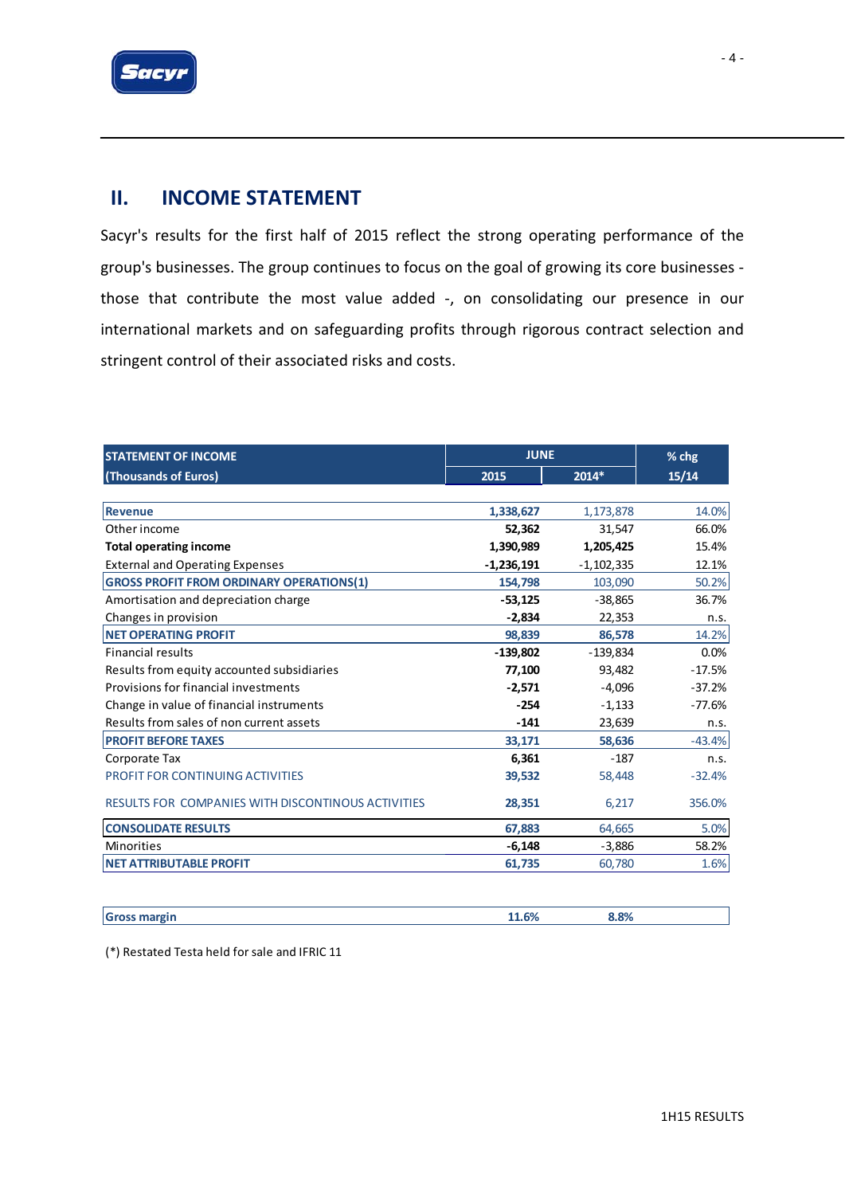## II. INCOME STATEMENT

Sacyr's results for the first half of 2015 reflect the strong operating performance of the group's businesses. The group continues to focus on the goal of growing its core businesses - those that contribute the most value added -, on consolidating our presence in our international markets and on safeguarding profits through rigorous contract selection and stringent control of their associated risks and costs.

| STATEMENT OF INCOME (Thousands of Euros) | JUNE 2015 | JUNE 2014* | % chg 15/14 |
|---|---|---|---|
| **Revenue** | **1,338,627** | 1,173,878 | 14.0% |
| Other income | **52,362** | 31,547 | 66.0% |
| **Total operating income** | **1,390,989** | **1,205,425** | 15.4% |
| External and Operating Expenses | **-1,236,191** | -1,102,335 | 12.1% |
| **GROSS PROFIT FROM ORDINARY OPERATIONS(1)** | **154,798** | 103,090 | 50.2% |
| Amortisation and depreciation charge | **-53,125** | -38,865 | 36.7% |
| Changes in provision | **-2,834** | 22,353 | n.s. |
| **NET OPERATING PROFIT** | **98,839** | **86,578** | 14.2% |
| Financial results | **-139,802** | -139,834 | 0.0% |
| Results from equity accounted subsidiaries | **77,100** | 93,482 | -17.5% |
| Provisions for financial investments | **-2,571** | -4,096 | -37.2% |
| Change in value of financial instruments | **-254** | -1,133 | -77.6% |
| Results from sales of non current assets | **-141** | 23,639 | n.s. |
| **PROFIT BEFORE TAXES** | **33,171** | **58,636** | -43.4% |
| Corporate Tax | **6,361** | -187 | n.s. |
| PROFIT FOR CONTINUING ACTIVITIES | **39,532** | 58,448 | -32.4% |
| RESULTS FOR COMPANIES WITH DISCONTINOUS ACTIVITIES | **28,351** | 6,217 | 356.0% |
| **CONSOLIDATE RESULTS** | **67,883** | 64,665 | 5.0% |
| Minorities | **-6,148** | -3,886 | 58.2% |
| **NET ATTRIBUTABLE PROFIT** | **61,735** | 60,780 | 1.6% |
| **Gross margin** | **11.6%** | **8.8%** | |

(*) Restated Testa held for sale and IFRIC 11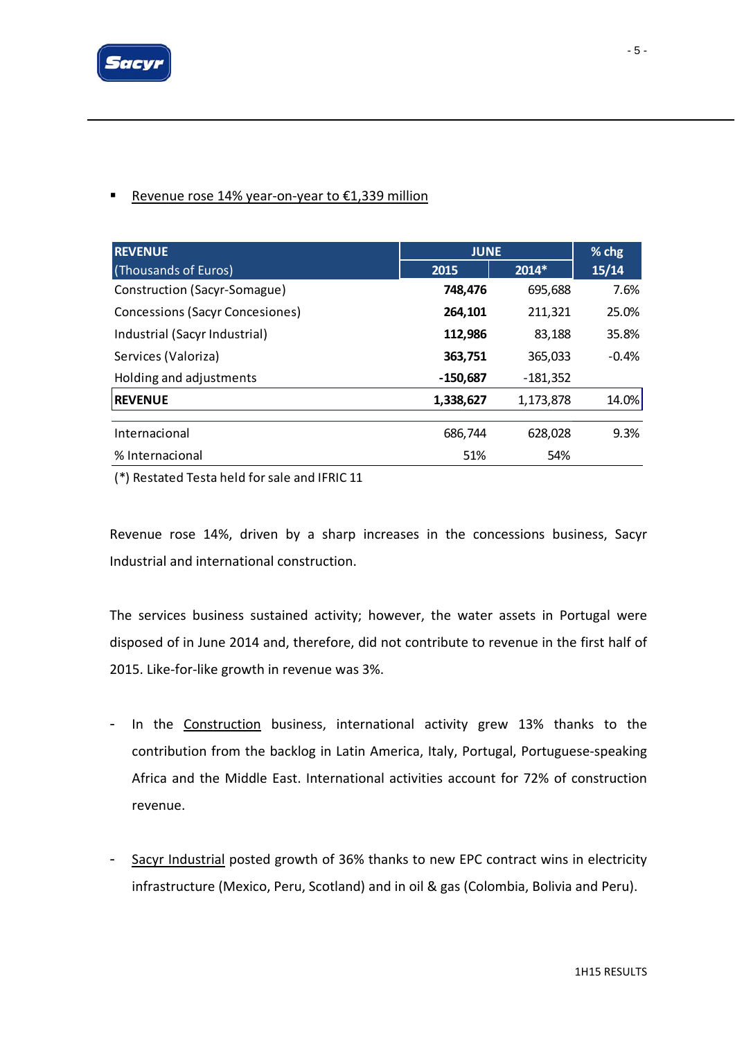- Revenue rose 14% year-on-year to €1,339 million

| REVENUE (Thousands of Euros) | JUNE 2015 | JUNE 2014* | % chg 15/14 |
|---|---|---|---|
| Construction (Sacyr-Somague) | **748,476** | 695,688 | 7.6% |
| Concessions (Sacyr Concesiones) | **264,101** | 211,321 | 25.0% |
| Industrial (Sacyr Industrial) | **112,986** | 83,188 | 35.8% |
| Services (Valoriza) | **363,751** | 365,033 | -0.4% |
| Holding and adjustments | **-150,687** | -181,352 | |
| **REVENUE** | **1,338,627** | 1,173,878 | 14.0% |
| Internacional | 686,744 | 628,028 | 9.3% |
| % Internacional | 51% | 54% | |

(*) Restated Testa held for sale and IFRIC 11

Revenue rose 14%, driven by a sharp increases in the concessions business, Sacyr Industrial and international construction.

The services business sustained activity; however, the water assets in Portugal were disposed of in June 2014 and, therefore, did not contribute to revenue in the first half of 2015. Like-for-like growth in revenue was 3%.

- In the Construction business, international activity grew 13% thanks to the contribution from the backlog in Latin America, Italy, Portugal, Portuguese-speaking Africa and the Middle East. International activities account for 72% of construction revenue.

- Sacyr Industrial posted growth of 36% thanks to new EPC contract wins in electricity infrastructure (Mexico, Peru, Scotland) and in oil & gas (Colombia, Bolivia and Peru).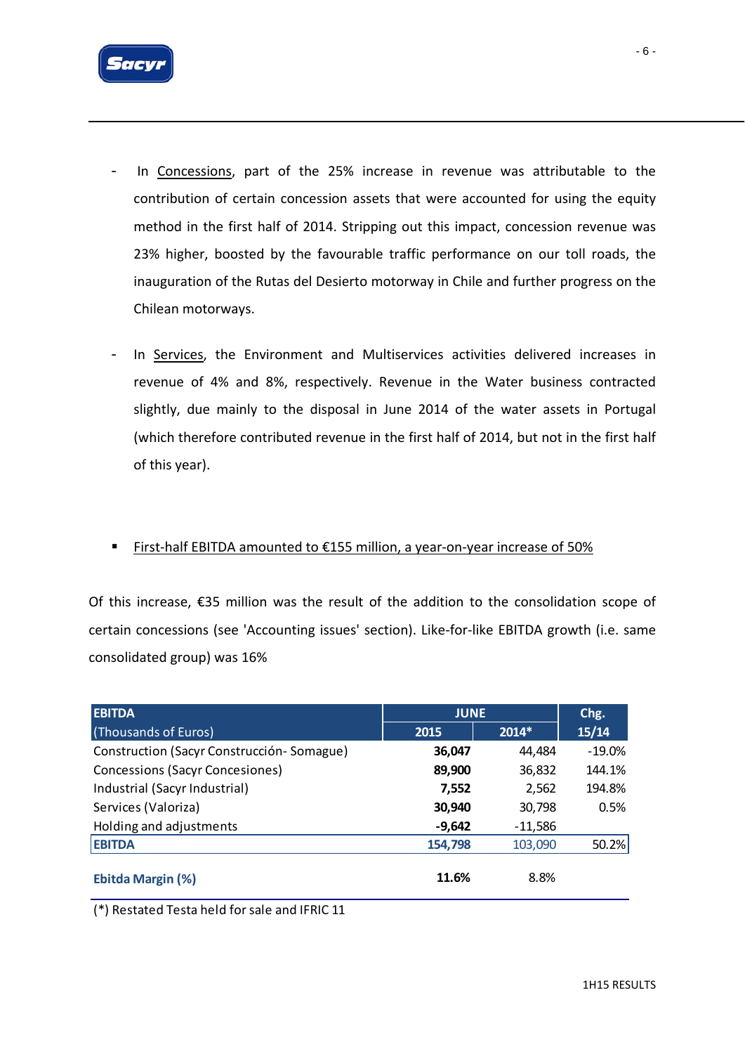- In Concessions, part of the 25% increase in revenue was attributable to the contribution of certain concession assets that were accounted for using the equity method in the first half of 2014. Stripping out this impact, concession revenue was 23% higher, boosted by the favourable traffic performance on our toll roads, the inauguration of the Rutas del Desierto motorway in Chile and further progress on the Chilean motorways.

- In Services, the Environment and Multiservices activities delivered increases in revenue of 4% and 8%, respectively. Revenue in the Water business contracted slightly, due mainly to the disposal in June 2014 of the water assets in Portugal (which therefore contributed revenue in the first half of 2014, but not in the first half of this year).

- First-half EBITDA amounted to €155 million, a year-on-year increase of 50%

Of this increase, €35 million was the result of the addition to the consolidation scope of certain concessions (see 'Accounting issues' section). Like-for-like EBITDA growth (i.e. same consolidated group) was 16%

| EBITDA (Thousands of Euros) | JUNE | | Chg. |
|---|---|---|---|
| | 2015 | 2014* | 15/14 |
| Construction (Sacyr Construcción- Somague) | **36,047** | 44,484 | -19.0% |
| Concessions (Sacyr Concesiones) | **89,900** | 36,832 | 144.1% |
| Industrial (Sacyr Industrial) | **7,552** | 2,562 | 194.8% |
| Services (Valoriza) | **30,940** | 30,798 | 0.5% |
| Holding and adjustments | **-9,642** | -11,586 | |
| **EBITDA** | **154,798** | 103,090 | 50.2% |
| **Ebitda Margin (%)** | **11.6%** | 8.8% | |

(*) Restated Testa held for sale and IFRIC 11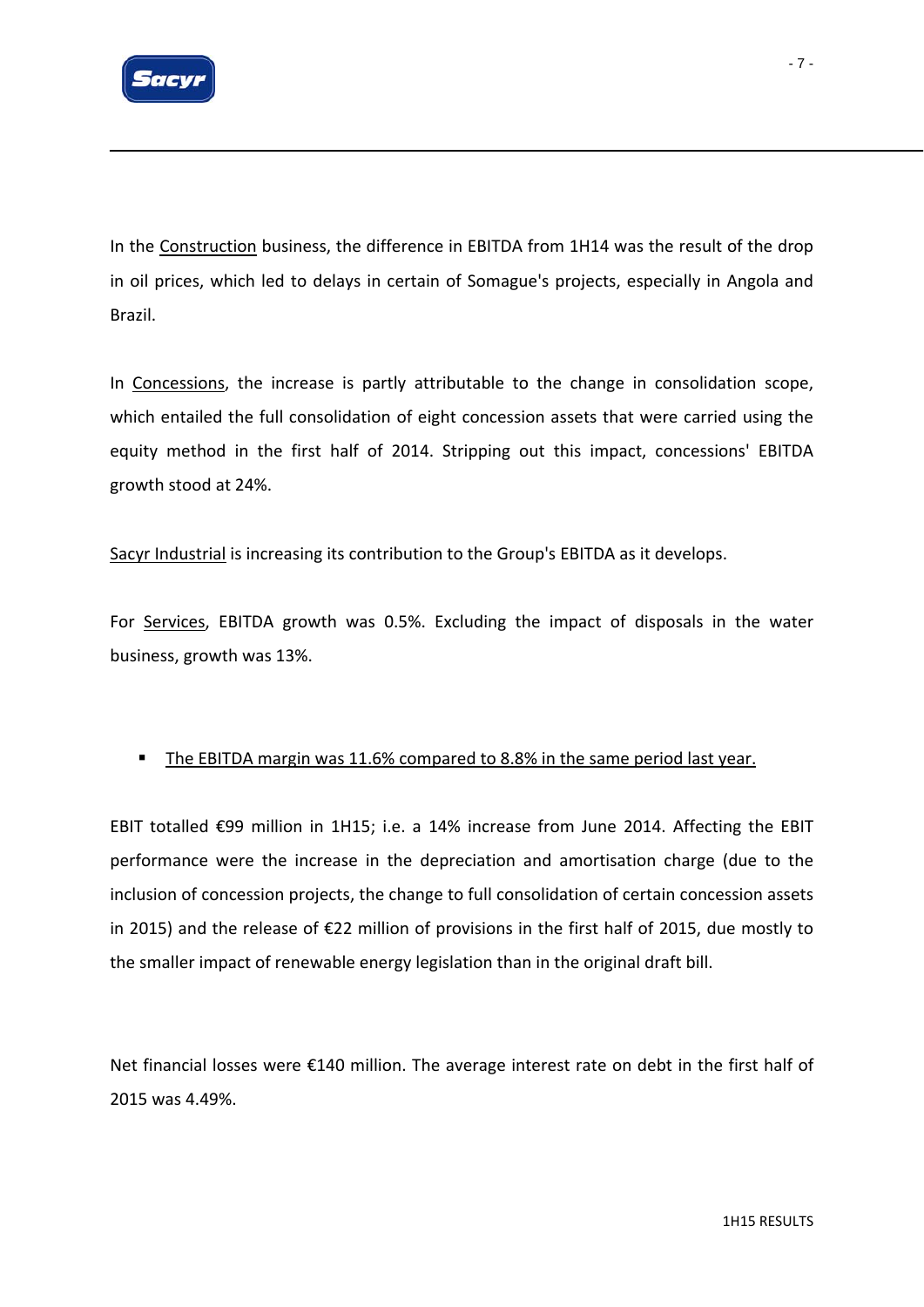In the Construction business, the difference in EBITDA from 1H14 was the result of the drop in oil prices, which led to delays in certain of Somague's projects, especially in Angola and Brazil.

In Concessions, the increase is partly attributable to the change in consolidation scope, which entailed the full consolidation of eight concession assets that were carried using the equity method in the first half of 2014. Stripping out this impact, concessions' EBITDA growth stood at 24%.

Sacyr Industrial is increasing its contribution to the Group's EBITDA as it develops.

For Services, EBITDA growth was 0.5%. Excluding the impact of disposals in the water business, growth was 13%.

- The EBITDA margin was 11.6% compared to 8.8% in the same period last year.

EBIT totalled €99 million in 1H15; i.e. a 14% increase from June 2014. Affecting the EBIT performance were the increase in the depreciation and amortisation charge (due to the inclusion of concession projects, the change to full consolidation of certain concession assets in 2015) and the release of €22 million of provisions in the first half of 2015, due mostly to the smaller impact of renewable energy legislation than in the original draft bill.

Net financial losses were €140 million. The average interest rate on debt in the first half of 2015 was 4.49%.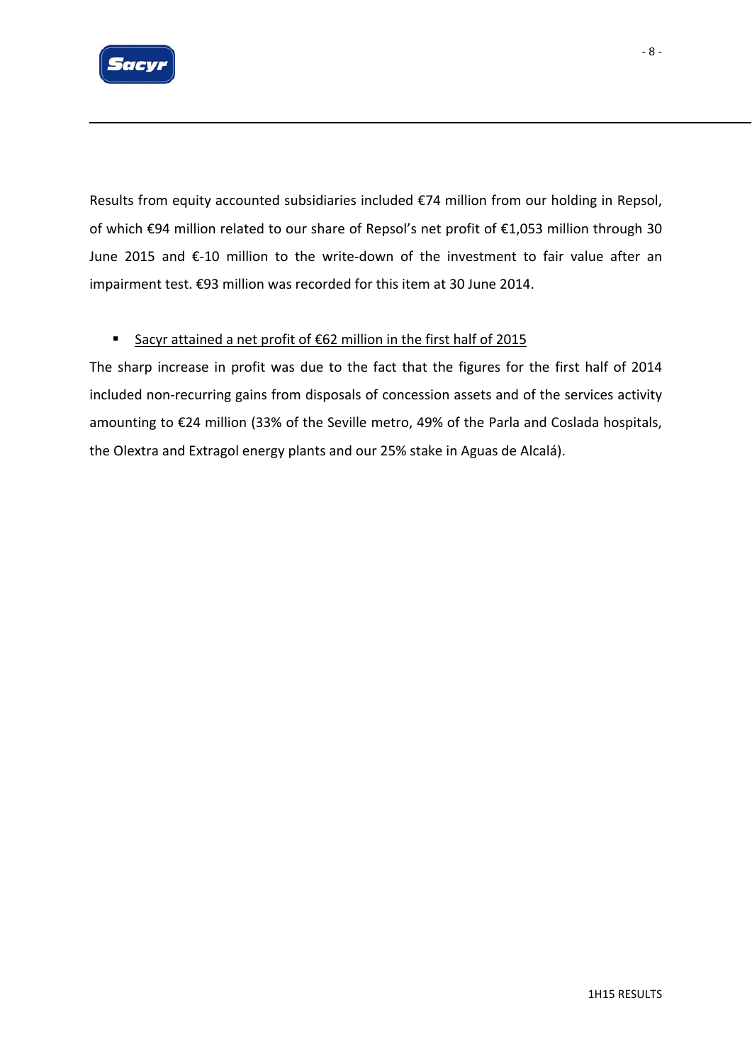Results from equity accounted subsidiaries included €74 million from our holding in Repsol, of which €94 million related to our share of Repsol's net profit of €1,053 million through 30 June 2015 and €-10 million to the write-down of the investment to fair value after an impairment test. €93 million was recorded for this item at 30 June 2014.

- Sacyr attained a net profit of €62 million in the first half of 2015

The sharp increase in profit was due to the fact that the figures for the first half of 2014 included non-recurring gains from disposals of concession assets and of the services activity amounting to €24 million (33% of the Seville metro, 49% of the Parla and Coslada hospitals, the Olextra and Extragol energy plants and our 25% stake in Aguas de Alcalá).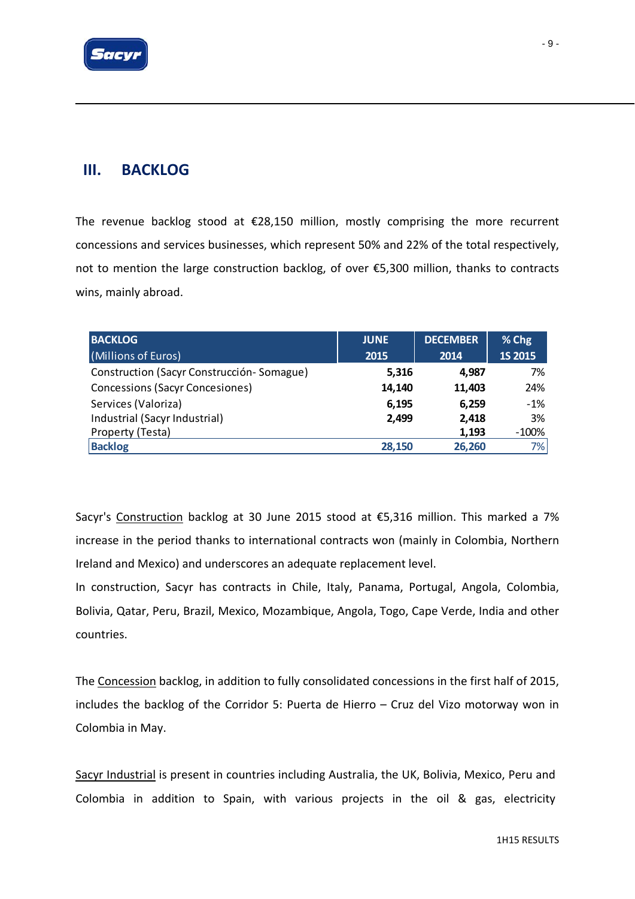## III. BACKLOG

The revenue backlog stood at €28,150 million, mostly comprising the more recurrent concessions and services businesses, which represent 50% and 22% of the total respectively, not to mention the large construction backlog, of over €5,300 million, thanks to contracts wins, mainly abroad.

| BACKLOG (Millions of Euros) | JUNE 2015 | DECEMBER 2014 | % Chg 1S 2015 |
|---|---|---|---|
| Construction (Sacyr Construcción- Somague) | **5,316** | **4,987** | 7% |
| Concessions (Sacyr Concesiones) | **14,140** | **11,403** | 24% |
| Services (Valoriza) | **6,195** | **6,259** | -1% |
| Industrial (Sacyr Industrial) | **2,499** | **2,418** | 3% |
| Property (Testa) | | **1,193** | -100% |
| **Backlog** | **28,150** | **26,260** | 7% |

Sacyr's Construction backlog at 30 June 2015 stood at €5,316 million. This marked a 7% increase in the period thanks to international contracts won (mainly in Colombia, Northern Ireland and Mexico) and underscores an adequate replacement level.

In construction, Sacyr has contracts in Chile, Italy, Panama, Portugal, Angola, Colombia, Bolivia, Qatar, Peru, Brazil, Mexico, Mozambique, Angola, Togo, Cape Verde, India and other countries.

The Concession backlog, in addition to fully consolidated concessions in the first half of 2015, includes the backlog of the Corridor 5: Puerta de Hierro – Cruz del Vizo motorway won in Colombia in May.

Sacyr Industrial is present in countries including Australia, the UK, Bolivia, Mexico, Peru and Colombia in addition to Spain, with various projects in the oil & gas, electricity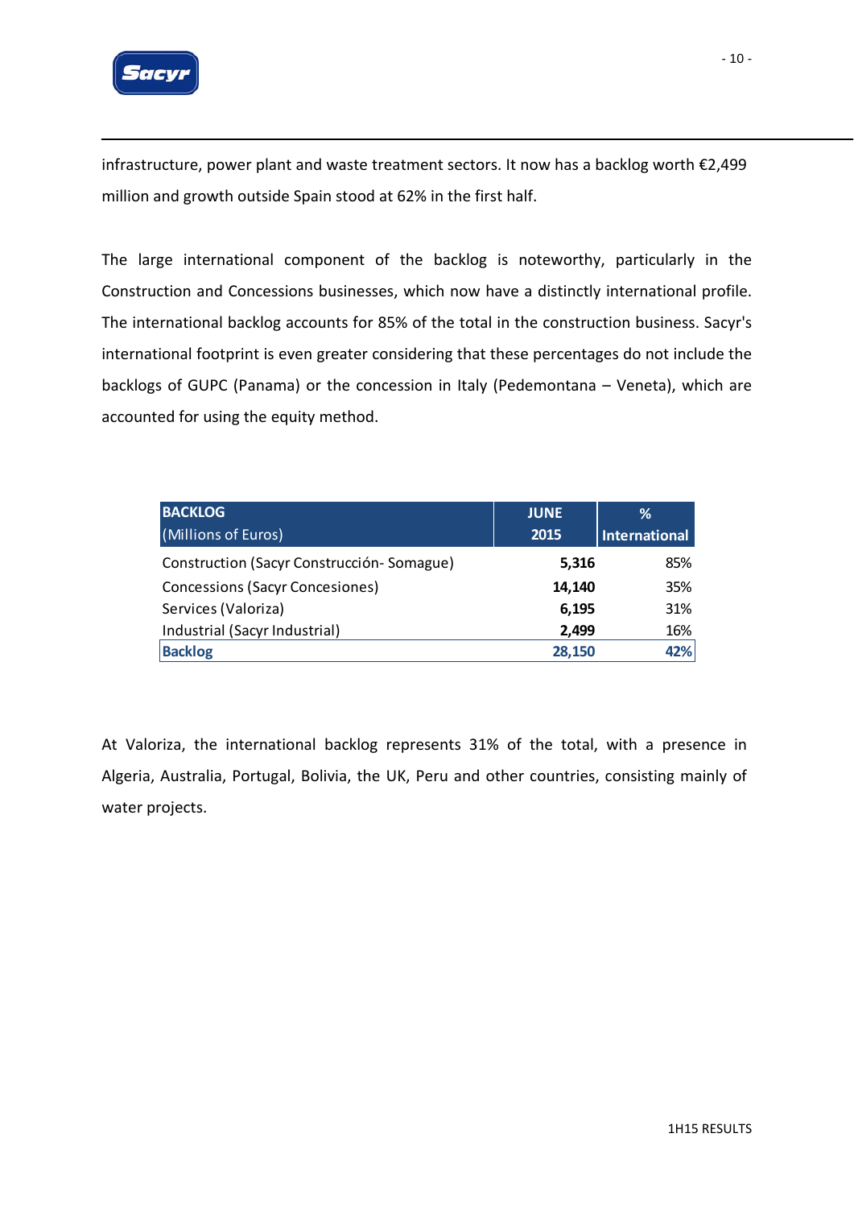infrastructure, power plant and waste treatment sectors. It now has a backlog worth €2,499 million and growth outside Spain stood at 62% in the first half.

The large international component of the backlog is noteworthy, particularly in the Construction and Concessions businesses, which now have a distinctly international profile. The international backlog accounts for 85% of the total in the construction business. Sacyr's international footprint is even greater considering that these percentages do not include the backlogs of GUPC (Panama) or the concession in Italy (Pedemontana – Veneta), which are accounted for using the equity method.

| **BACKLOG** (Millions of Euros) | **JUNE 2015** | **% International** |
|---|---|---|
| Construction (Sacyr Construcción- Somague) | **5,316** | 85% |
| Concessions (Sacyr Concesiones) | **14,140** | 35% |
| Services (Valoriza) | **6,195** | 31% |
| Industrial (Sacyr Industrial) | **2,499** | 16% |
| **Backlog** | **28,150** | **42%** |

At Valoriza, the international backlog represents 31% of the total, with a presence in Algeria, Australia, Portugal, Bolivia, the UK, Peru and other countries, consisting mainly of water projects.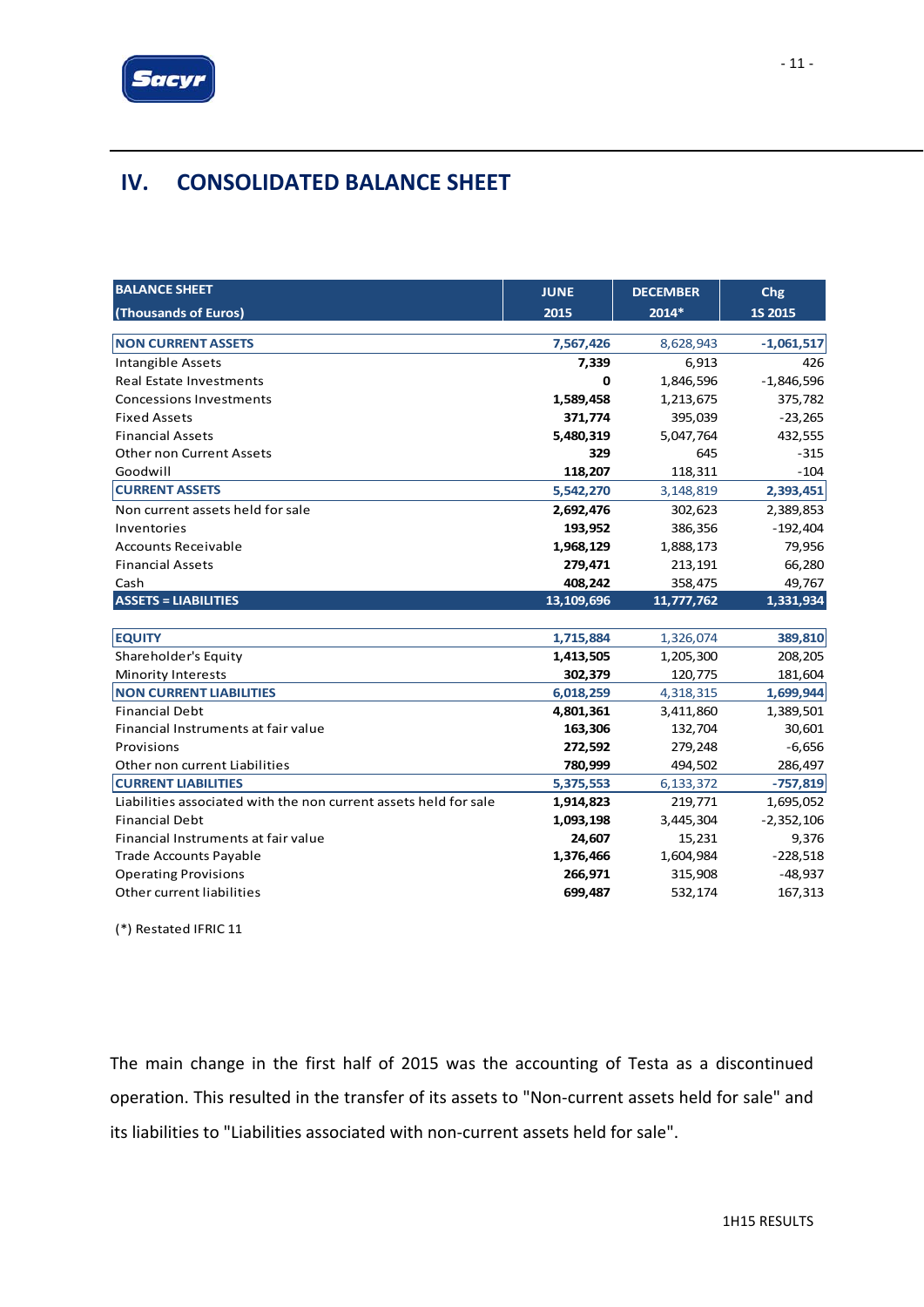# IV. CONSOLIDATED BALANCE SHEET

| BALANCE SHEET (Thousands of Euros) | JUNE 2015 | DECEMBER 2014* | Chg 1S 2015 |
|---|---|---|---|
| **NON CURRENT ASSETS** | **7,567,426** | 8,628,943 | **-1,061,517** |
| Intangible Assets | **7,339** | 6,913 | 426 |
| Real Estate Investments | **0** | 1,846,596 | -1,846,596 |
| Concessions Investments | **1,589,458** | 1,213,675 | 375,782 |
| Fixed Assets | **371,774** | 395,039 | -23,265 |
| Financial Assets | **5,480,319** | 5,047,764 | 432,555 |
| Other non Current Assets | **329** | 645 | -315 |
| Goodwill | **118,207** | 118,311 | -104 |
| **CURRENT ASSETS** | **5,542,270** | 3,148,819 | **2,393,451** |
| Non current assets held for sale | **2,692,476** | 302,623 | 2,389,853 |
| Inventories | **193,952** | 386,356 | -192,404 |
| Accounts Receivable | **1,968,129** | 1,888,173 | 79,956 |
| Financial Assets | **279,471** | 213,191 | 66,280 |
| Cash | **408,242** | 358,475 | 49,767 |
| **ASSETS = LIABILITIES** | **13,109,696** | **11,777,762** | **1,331,934** |
| | | | |
| **EQUITY** | **1,715,884** | 1,326,074 | **389,810** |
| Shareholder's Equity | **1,413,505** | 1,205,300 | 208,205 |
| Minority Interests | **302,379** | 120,775 | 181,604 |
| **NON CURRENT LIABILITIES** | **6,018,259** | 4,318,315 | **1,699,944** |
| Financial Debt | **4,801,361** | 3,411,860 | 1,389,501 |
| Financial Instruments at fair value | **163,306** | 132,704 | 30,601 |
| Provisions | **272,592** | 279,248 | -6,656 |
| Other non current Liabilities | **780,999** | 494,502 | 286,497 |
| **CURRENT LIABILITIES** | **5,375,553** | 6,133,372 | **-757,819** |
| Liabilities associated with the non current assets held for sale | **1,914,823** | 219,771 | 1,695,052 |
| Financial Debt | **1,093,198** | 3,445,304 | -2,352,106 |
| Financial Instruments at fair value | **24,607** | 15,231 | 9,376 |
| Trade Accounts Payable | **1,376,466** | 1,604,984 | -228,518 |
| Operating Provisions | **266,971** | 315,908 | -48,937 |
| Other current liabilities | **699,487** | 532,174 | 167,313 |

(*) Restated IFRIC 11

The main change in the first half of 2015 was the accounting of Testa as a discontinued operation. This resulted in the transfer of its assets to "Non-current assets held for sale" and its liabilities to "Liabilities associated with non-current assets held for sale".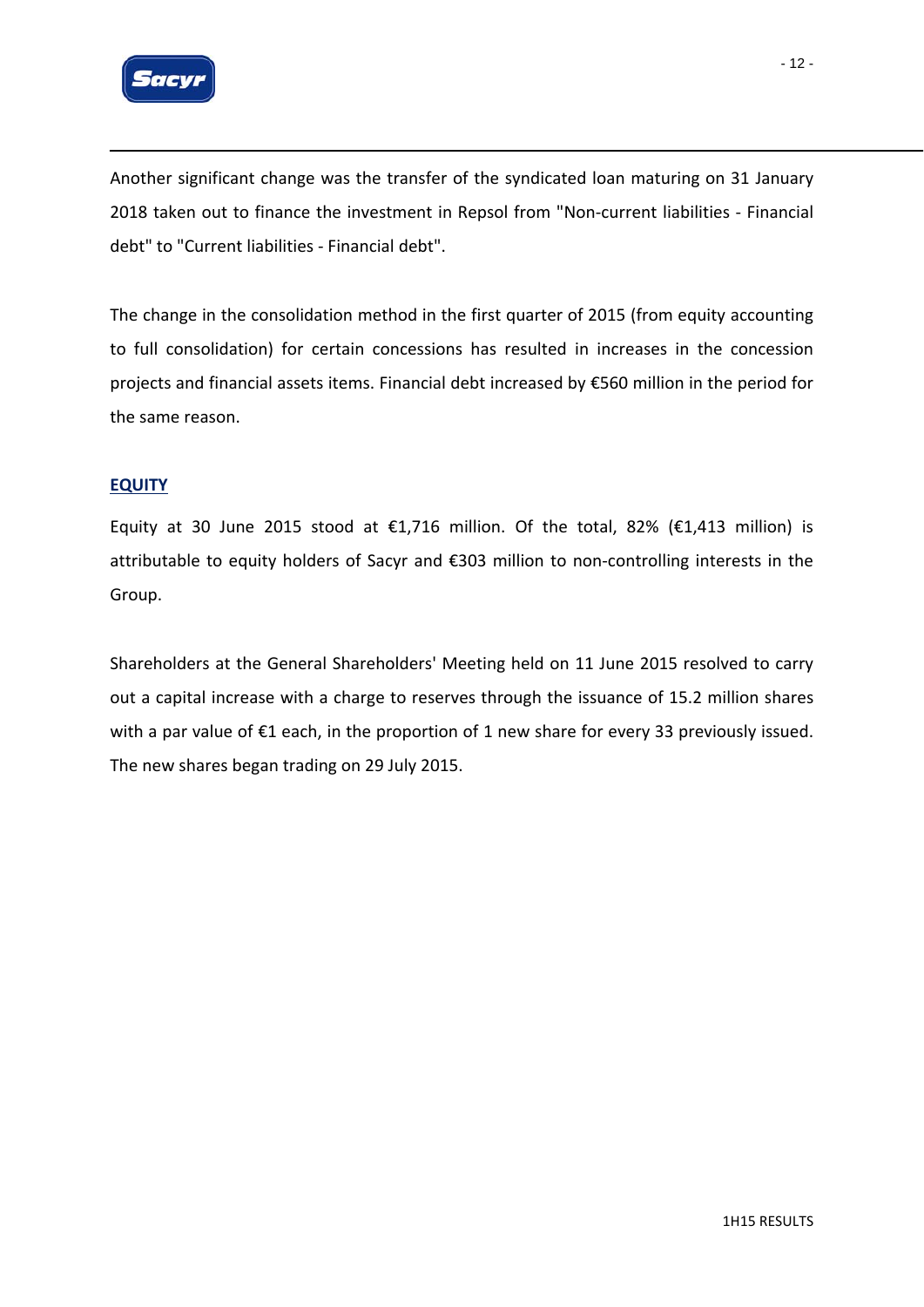Another significant change was the transfer of the syndicated loan maturing on 31 January 2018 taken out to finance the investment in Repsol from "Non-current liabilities - Financial debt" to "Current liabilities - Financial debt".

The change in the consolidation method in the first quarter of 2015 (from equity accounting to full consolidation) for certain concessions has resulted in increases in the concession projects and financial assets items. Financial debt increased by €560 million in the period for the same reason.

## EQUITY

Equity at 30 June 2015 stood at €1,716 million. Of the total, 82% (€1,413 million) is attributable to equity holders of Sacyr and €303 million to non-controlling interests in the Group.

Shareholders at the General Shareholders' Meeting held on 11 June 2015 resolved to carry out a capital increase with a charge to reserves through the issuance of 15.2 million shares with a par value of €1 each, in the proportion of 1 new share for every 33 previously issued. The new shares began trading on 29 July 2015.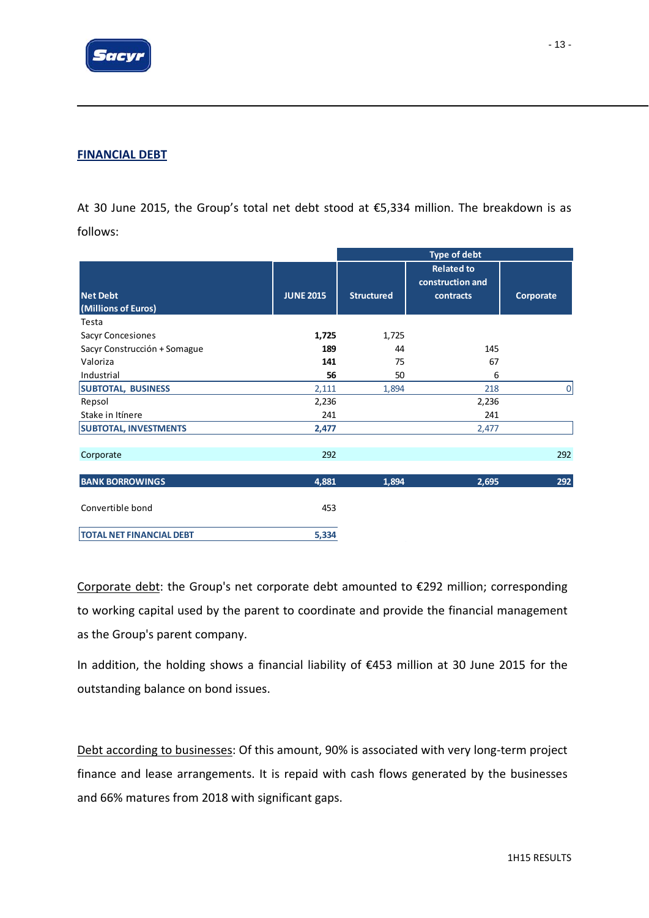## FINANCIAL DEBT

At 30 June 2015, the Group's total net debt stood at €5,334 million. The breakdown is as follows:

| Net Debt (Millions of Euros) | JUNE 2015 | Type of debt | | |
|---|---|---|---|---|
| | | Structured | Related to construction and contracts | Corporate |
| Testa | | | | |
| Sacyr Concesiones | **1,725** | 1,725 | | |
| Sacyr Construcción + Somague | **189** | 44 | 145 | |
| Valoriza | **141** | 75 | 67 | |
| Industrial | **56** | 50 | 6 | |
| **SUBTOTAL, BUSINESS** | 2,111 | 1,894 | 218 | 0 |
| Repsol | 2,236 | | 2,236 | |
| Stake in Itínere | 241 | | 241 | |
| **SUBTOTAL, INVESTMENTS** | **2,477** | | 2,477 | |
| Corporate | 292 | | | 292 |
| **BANK BORROWINGS** | **4,881** | **1,894** | **2,695** | **292** |
| Convertible bond | 453 | | | |
| **TOTAL NET FINANCIAL DEBT** | **5,334** | | | |

Corporate debt: the Group's net corporate debt amounted to €292 million; corresponding to working capital used by the parent to coordinate and provide the financial management as the Group's parent company.

In addition, the holding shows a financial liability of €453 million at 30 June 2015 for the outstanding balance on bond issues.

Debt according to businesses: Of this amount, 90% is associated with very long-term project finance and lease arrangements. It is repaid with cash flows generated by the businesses and 66% matures from 2018 with significant gaps.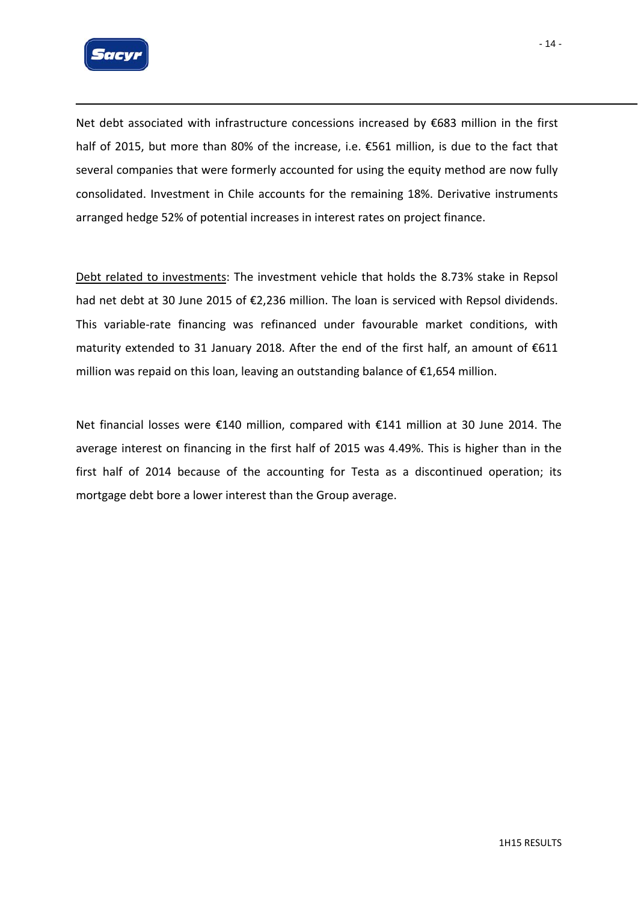Net debt associated with infrastructure concessions increased by €683 million in the first half of 2015, but more than 80% of the increase, i.e. €561 million, is due to the fact that several companies that were formerly accounted for using the equity method are now fully consolidated. Investment in Chile accounts for the remaining 18%. Derivative instruments arranged hedge 52% of potential increases in interest rates on project finance.

<u>Debt related to investments</u>: The investment vehicle that holds the 8.73% stake in Repsol had net debt at 30 June 2015 of €2,236 million. The loan is serviced with Repsol dividends. This variable-rate financing was refinanced under favourable market conditions, with maturity extended to 31 January 2018. After the end of the first half, an amount of €611 million was repaid on this loan, leaving an outstanding balance of €1,654 million.

Net financial losses were €140 million, compared with €141 million at 30 June 2014. The average interest on financing in the first half of 2015 was 4.49%. This is higher than in the first half of 2014 because of the accounting for Testa as a discontinued operation; its mortgage debt bore a lower interest than the Group average.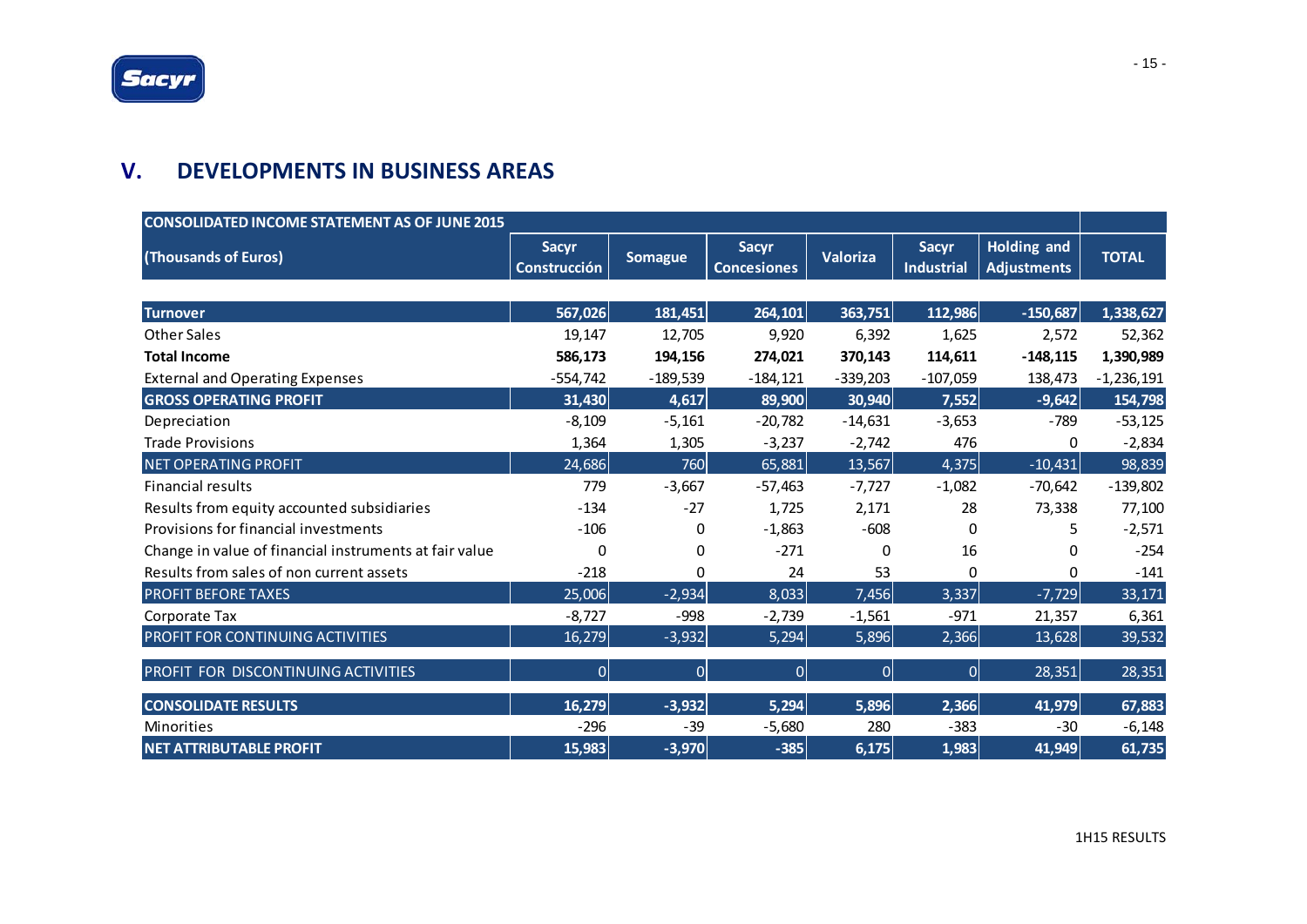## V. DEVELOPMENTS IN BUSINESS AREAS

| CONSOLIDATED INCOME STATEMENT AS OF JUNE 2015 (Thousands of Euros) | Sacyr Construcción | Somague | Sacyr Concesiones | Valoriza | Sacyr Industrial | Holding and Adjustments | TOTAL |
|---|---|---|---|---|---|---|---|
| **Turnover** | **567,026** | **181,451** | **264,101** | **363,751** | **112,986** | **-150,687** | **1,338,627** |
| Other Sales | 19,147 | 12,705 | 9,920 | 6,392 | 1,625 | 2,572 | 52,362 |
| **Total Income** | **586,173** | **194,156** | **274,021** | **370,143** | **114,611** | **-148,115** | **1,390,989** |
| External and Operating Expenses | -554,742 | -189,539 | -184,121 | -339,203 | -107,059 | 138,473 | -1,236,191 |
| **GROSS OPERATING PROFIT** | **31,430** | **4,617** | **89,900** | **30,940** | **7,552** | **-9,642** | **154,798** |
| Depreciation | -8,109 | -5,161 | -20,782 | -14,631 | -3,653 | -789 | -53,125 |
| Trade Provisions | 1,364 | 1,305 | -3,237 | -2,742 | 476 | 0 | -2,834 |
| NET OPERATING PROFIT | 24,686 | 760 | 65,881 | 13,567 | 4,375 | -10,431 | 98,839 |
| Financial results | 779 | -3,667 | -57,463 | -7,727 | -1,082 | -70,642 | -139,802 |
| Results from equity accounted subsidiaries | -134 | -27 | 1,725 | 2,171 | 28 | 73,338 | 77,100 |
| Provisions for financial investments | -106 | 0 | -1,863 | -608 | 0 | 5 | -2,571 |
| Change in value of financial instruments at fair value | 0 | 0 | -271 | 0 | 16 | 0 | -254 |
| Results from sales of non current assets | -218 | 0 | 24 | 53 | 0 | 0 | -141 |
| PROFIT BEFORE TAXES | 25,006 | -2,934 | 8,033 | 7,456 | 3,337 | -7,729 | 33,171 |
| Corporate Tax | -8,727 | -998 | -2,739 | -1,561 | -971 | 21,357 | 6,361 |
| PROFIT FOR CONTINUING ACTIVITIES | 16,279 | -3,932 | 5,294 | 5,896 | 2,366 | 13,628 | 39,532 |
| PROFIT FOR DISCONTINUING ACTIVITIES | 0 | 0 | 0 | 0 | 0 | 28,351 | 28,351 |
| **CONSOLIDATE RESULTS** | **16,279** | **-3,932** | **5,294** | **5,896** | **2,366** | **41,979** | **67,883** |
| Minorities | -296 | -39 | -5,680 | 280 | -383 | -30 | -6,148 |
| **NET ATTRIBUTABLE PROFIT** | **15,983** | **-3,970** | **-385** | **6,175** | **1,983** | **41,949** | **61,735** |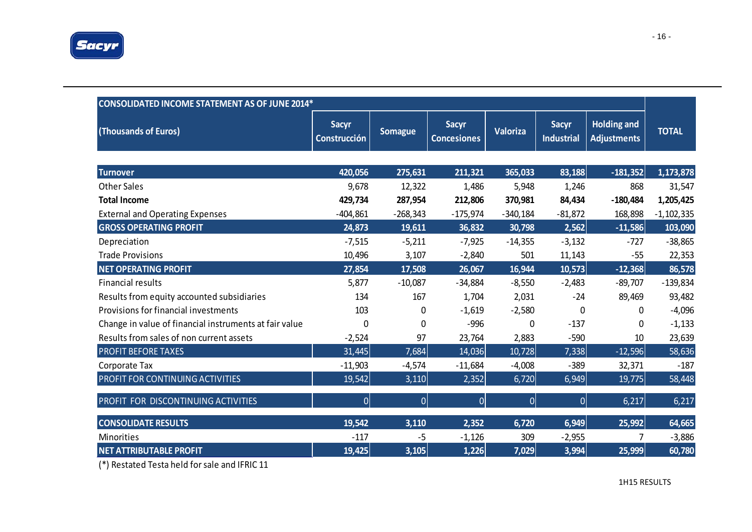| CONSOLIDATED INCOME STATEMENT AS OF JUNE 2014* | | | | | | | |
|---|---|---|---|---|---|---|---|
| (Thousands of Euros) | Sacyr Construcción | Somague | Sacyr Concesiones | Valoriza | Sacyr Industrial | Holding and Adjustments | TOTAL |
| **Turnover** | **420,056** | **275,631** | **211,321** | **365,033** | **83,188** | **-181,352** | **1,173,878** |
| Other Sales | 9,678 | 12,322 | 1,486 | 5,948 | 1,246 | 868 | 31,547 |
| **Total Income** | **429,734** | **287,954** | **212,806** | **370,981** | **84,434** | **-180,484** | **1,205,425** |
| External and Operating Expenses | -404,861 | -268,343 | -175,974 | -340,184 | -81,872 | 168,898 | -1,102,335 |
| **GROSS OPERATING PROFIT** | **24,873** | **19,611** | **36,832** | **30,798** | **2,562** | **-11,586** | **103,090** |
| Depreciation | -7,515 | -5,211 | -7,925 | -14,355 | -3,132 | -727 | -38,865 |
| Trade Provisions | 10,496 | 3,107 | -2,840 | 501 | 11,143 | -55 | 22,353 |
| **NET OPERATING PROFIT** | **27,854** | **17,508** | **26,067** | **16,944** | **10,573** | **-12,368** | **86,578** |
| Financial results | 5,877 | -10,087 | -34,884 | -8,550 | -2,483 | -89,707 | -139,834 |
| Results from equity accounted subsidiaries | 134 | 167 | 1,704 | 2,031 | -24 | 89,469 | 93,482 |
| Provisions for financial investments | 103 | 0 | -1,619 | -2,580 | 0 | 0 | -4,096 |
| Change in value of financial instruments at fair value | 0 | 0 | -996 | 0 | -137 | 0 | -1,133 |
| Results from sales of non current assets | -2,524 | 97 | 23,764 | 2,883 | -590 | 10 | 23,639 |
| PROFIT BEFORE TAXES | 31,445 | 7,684 | 14,036 | 10,728 | 7,338 | -12,596 | 58,636 |
| Corporate Tax | -11,903 | -4,574 | -11,684 | -4,008 | -389 | 32,371 | -187 |
| PROFIT FOR CONTINUING ACTIVITIES | 19,542 | 3,110 | 2,352 | 6,720 | 6,949 | 19,775 | 58,448 |
| PROFIT FOR DISCONTINUING ACTIVITIES | 0 | 0 | 0 | 0 | 0 | 6,217 | 6,217 |
| **CONSOLIDATE RESULTS** | **19,542** | **3,110** | **2,352** | **6,720** | **6,949** | **25,992** | **64,665** |
| Minorities | -117 | -5 | -1,126 | 309 | -2,955 | 7 | -3,886 |
| **NET ATTRIBUTABLE PROFIT** | **19,425** | **3,105** | **1,226** | **7,029** | **3,994** | **25,999** | **60,780** |

(*) Restated Testa held for sale and IFRIC 11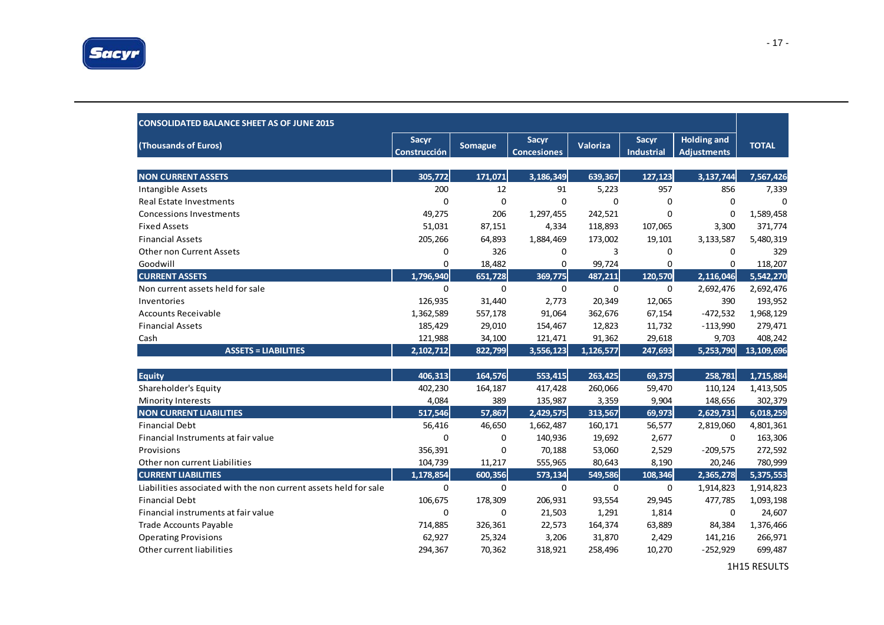| CONSOLIDATED BALANCE SHEET AS OF JUNE 2015 | | | | | | | |
|---|---|---|---|---|---|---|---|
| (Thousands of Euros) | Sacyr Construcción | Somague | Sacyr Concesiones | Valoriza | Sacyr Industrial | Holding and Adjustments | TOTAL |
| **NON CURRENT ASSETS** | **305,772** | **171,071** | **3,186,349** | **639,367** | **127,123** | **3,137,744** | **7,567,426** |
| Intangible Assets | 200 | 12 | 91 | 5,223 | 957 | 856 | 7,339 |
| Real Estate Investments | 0 | 0 | 0 | 0 | 0 | 0 | 0 |
| Concessions Investments | 49,275 | 206 | 1,297,455 | 242,521 | 0 | 0 | 1,589,458 |
| Fixed Assets | 51,031 | 87,151 | 4,334 | 118,893 | 107,065 | 3,300 | 371,774 |
| Financial Assets | 205,266 | 64,893 | 1,884,469 | 173,002 | 19,101 | 3,133,587 | 5,480,319 |
| Other non Current Assets | 0 | 326 | 0 | 3 | 0 | 0 | 329 |
| Goodwill | 0 | 18,482 | 0 | 99,724 | 0 | 0 | 118,207 |
| **CURRENT ASSETS** | **1,796,940** | **651,728** | **369,775** | **487,211** | **120,570** | **2,116,046** | **5,542,270** |
| Non current assets held for sale | 0 | 0 | 0 | 0 | 0 | 2,692,476 | 2,692,476 |
| Inventories | 126,935 | 31,440 | 2,773 | 20,349 | 12,065 | 390 | 193,952 |
| Accounts Receivable | 1,362,589 | 557,178 | 91,064 | 362,676 | 67,154 | -472,532 | 1,968,129 |
| Financial Assets | 185,429 | 29,010 | 154,467 | 12,823 | 11,732 | -113,990 | 279,471 |
| Cash | 121,988 | 34,100 | 121,471 | 91,362 | 29,618 | 9,703 | 408,242 |
| **ASSETS = LIABILITIES** | **2,102,712** | **822,799** | **3,556,123** | **1,126,577** | **247,693** | **5,253,790** | **13,109,696** |
| | | | | | | | |
| **Equity** | **406,313** | **164,576** | **553,415** | **263,425** | **69,375** | **258,781** | **1,715,884** |
| Shareholder's Equity | 402,230 | 164,187 | 417,428 | 260,066 | 59,470 | 110,124 | 1,413,505 |
| Minority Interests | 4,084 | 389 | 135,987 | 3,359 | 9,904 | 148,656 | 302,379 |
| **NON CURRENT LIABILITIES** | **517,546** | **57,867** | **2,429,575** | **313,567** | **69,973** | **2,629,731** | **6,018,259** |
| Financial Debt | 56,416 | 46,650 | 1,662,487 | 160,171 | 56,577 | 2,819,060 | 4,801,361 |
| Financial Instruments at fair value | 0 | 0 | 140,936 | 19,692 | 2,677 | 0 | 163,306 |
| Provisions | 356,391 | 0 | 70,188 | 53,060 | 2,529 | -209,575 | 272,592 |
| Other non current Liabilities | 104,739 | 11,217 | 555,965 | 80,643 | 8,190 | 20,246 | 780,999 |
| **CURRENT LIABILITIES** | **1,178,854** | **600,356** | **573,134** | **549,586** | **108,346** | **2,365,278** | **5,375,553** |
| Liabilities associated with the non current assets held for sale | 0 | 0 | 0 | 0 | 0 | 1,914,823 | 1,914,823 |
| Financial Debt | 106,675 | 178,309 | 206,931 | 93,554 | 29,945 | 477,785 | 1,093,198 |
| Financial instruments at fair value | 0 | 0 | 21,503 | 1,291 | 1,814 | 0 | 24,607 |
| Trade Accounts Payable | 714,885 | 326,361 | 22,573 | 164,374 | 63,889 | 84,384 | 1,376,466 |
| Operating Provisions | 62,927 | 25,324 | 3,206 | 31,870 | 2,429 | 141,216 | 266,971 |
| Other current liabilities | 294,367 | 70,362 | 318,921 | 258,496 | 10,270 | -252,929 | 699,487 |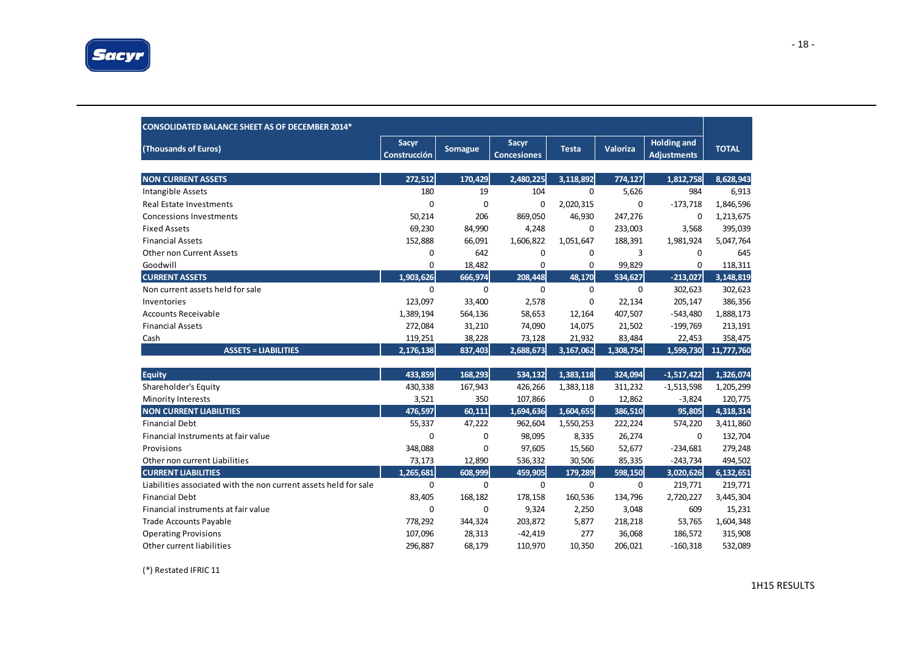| CONSOLIDATED BALANCE SHEET AS OF DECEMBER 2014* (Thousands of Euros) | Sacyr Construcción | Somague | Sacyr Concesiones | Testa | Valoriza | Holding and Adjustments | TOTAL |
|---|---|---|---|---|---|---|---|
| **NON CURRENT ASSETS** | **272,512** | **170,429** | **2,480,225** | **3,118,892** | **774,127** | **1,812,758** | **8,628,943** |
| Intangible Assets | 180 | 19 | 104 | 0 | 5,626 | 984 | 6,913 |
| Real Estate Investments | 0 | 0 | 0 | 2,020,315 | 0 | -173,718 | 1,846,596 |
| Concessions Investments | 50,214 | 206 | 869,050 | 46,930 | 247,276 | 0 | 1,213,675 |
| Fixed Assets | 69,230 | 84,990 | 4,248 | 0 | 233,003 | 3,568 | 395,039 |
| Financial Assets | 152,888 | 66,091 | 1,606,822 | 1,051,647 | 188,391 | 1,981,924 | 5,047,764 |
| Other non Current Assets | 0 | 642 | 0 | 0 | 3 | 0 | 645 |
| Goodwill | 0 | 18,482 | 0 | 0 | 99,829 | 0 | 118,311 |
| **CURRENT ASSETS** | **1,903,626** | **666,974** | **208,448** | **48,170** | **534,627** | **-213,027** | **3,148,819** |
| Non current assets held for sale | 0 | 0 | 0 | 0 | 0 | 302,623 | 302,623 |
| Inventories | 123,097 | 33,400 | 2,578 | 0 | 22,134 | 205,147 | 386,356 |
| Accounts Receivable | 1,389,194 | 564,136 | 58,653 | 12,164 | 407,507 | -543,480 | 1,888,173 |
| Financial Assets | 272,084 | 31,210 | 74,090 | 14,075 | 21,502 | -199,769 | 213,191 |
| Cash | 119,251 | 38,228 | 73,128 | 21,932 | 83,484 | 22,453 | 358,475 |
| **ASSETS = LIABILITIES** | **2,176,138** | **837,403** | **2,688,673** | **3,167,062** | **1,308,754** | **1,599,730** | **11,777,760** |
| **Equity** | **433,859** | **168,293** | **534,132** | **1,383,118** | **324,094** | **-1,517,422** | **1,326,074** |
| Shareholder's Equity | 430,338 | 167,943 | 426,266 | 1,383,118 | 311,232 | -1,513,598 | 1,205,299 |
| Minority Interests | 3,521 | 350 | 107,866 | 0 | 12,862 | -3,824 | 120,775 |
| **NON CURRENT LIABILITIES** | **476,597** | **60,111** | **1,694,636** | **1,604,655** | **386,510** | **95,805** | **4,318,314** |
| Financial Debt | 55,337 | 47,222 | 962,604 | 1,550,253 | 222,224 | 574,220 | 3,411,860 |
| Financial Instruments at fair value | 0 | 0 | 98,095 | 8,335 | 26,274 | 0 | 132,704 |
| Provisions | 348,088 | 0 | 97,605 | 15,560 | 52,677 | -234,681 | 279,248 |
| Other non current Liabilities | 73,173 | 12,890 | 536,332 | 30,506 | 85,335 | -243,734 | 494,502 |
| **CURRENT LIABILITIES** | **1,265,681** | **608,999** | **459,905** | **179,289** | **598,150** | **3,020,626** | **6,132,651** |
| Liabilities associated with the non current assets held for sale | 0 | 0 | 0 | 0 | 0 | 219,771 | 219,771 |
| Financial Debt | 83,405 | 168,182 | 178,158 | 160,536 | 134,796 | 2,720,227 | 3,445,304 |
| Financial instruments at fair value | 0 | 0 | 9,324 | 2,250 | 3,048 | 609 | 15,231 |
| Trade Accounts Payable | 778,292 | 344,324 | 203,872 | 5,877 | 218,218 | 53,765 | 1,604,348 |
| Operating Provisions | 107,096 | 28,313 | -42,419 | 277 | 36,068 | 186,572 | 315,908 |
| Other current liabilities | 296,887 | 68,179 | 110,970 | 10,350 | 206,021 | -160,318 | 532,089 |

(*) Restated IFRIC 11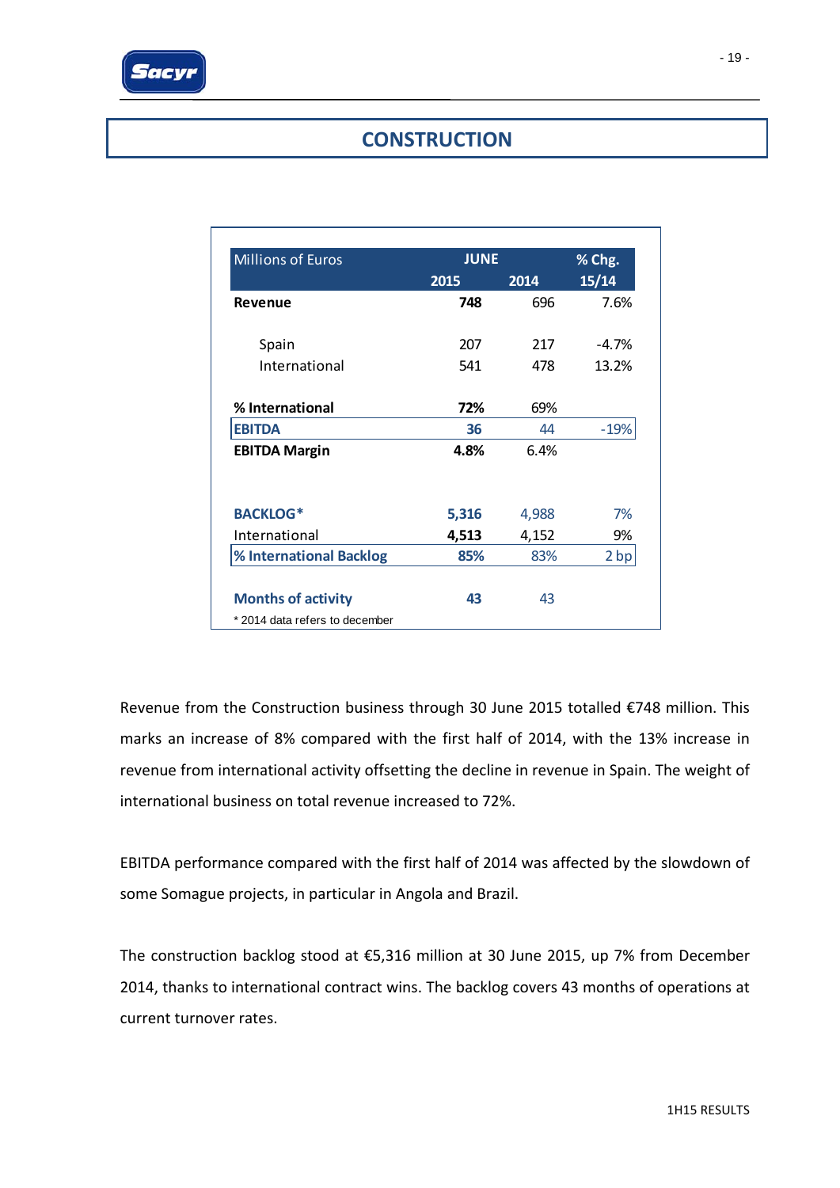# CONSTRUCTION

| Millions of Euros | JUNE 2015 | 2014 | % Chg. 15/14 |
|---|---|---|---|
| **Revenue** | **748** | 696 | 7.6% |
| Spain | 207 | 217 | -4.7% |
| International | 541 | 478 | 13.2% |
| **% International** | **72%** | 69% | |
| **EBITDA** | **36** | 44 | -19% |
| **EBITDA Margin** | **4.8%** | 6.4% | |
| **BACKLOG*** | **5,316** | 4,988 | 7% |
| International | **4,513** | 4,152 | 9% |
| **% International Backlog** | **85%** | 83% | 2 bp |
| **Months of activity** | **43** | 43 | |

* 2014 data refers to december

Revenue from the Construction business through 30 June 2015 totalled €748 million. This marks an increase of 8% compared with the first half of 2014, with the 13% increase in revenue from international activity offsetting the decline in revenue in Spain. The weight of international business on total revenue increased to 72%.

EBITDA performance compared with the first half of 2014 was affected by the slowdown of some Somague projects, in particular in Angola and Brazil.

The construction backlog stood at €5,316 million at 30 June 2015, up 7% from December 2014, thanks to international contract wins. The backlog covers 43 months of operations at current turnover rates.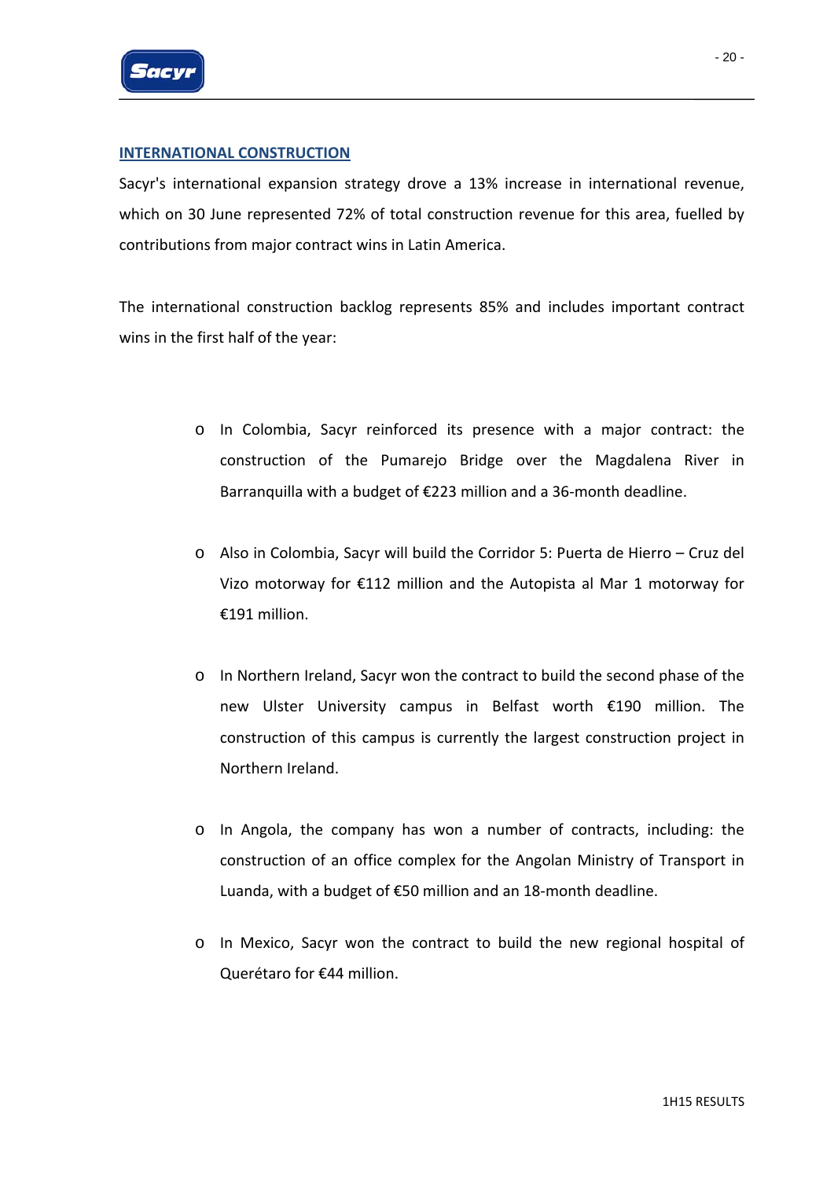## INTERNATIONAL CONSTRUCTION

Sacyr's international expansion strategy drove a 13% increase in international revenue, which on 30 June represented 72% of total construction revenue for this area, fuelled by contributions from major contract wins in Latin America.

The international construction backlog represents 85% and includes important contract wins in the first half of the year:

- In Colombia, Sacyr reinforced its presence with a major contract: the construction of the Pumarejo Bridge over the Magdalena River in Barranquilla with a budget of €223 million and a 36-month deadline.

- Also in Colombia, Sacyr will build the Corridor 5: Puerta de Hierro – Cruz del Vizo motorway for €112 million and the Autopista al Mar 1 motorway for €191 million.

- In Northern Ireland, Sacyr won the contract to build the second phase of the new Ulster University campus in Belfast worth €190 million. The construction of this campus is currently the largest construction project in Northern Ireland.

- In Angola, the company has won a number of contracts, including: the construction of an office complex for the Angolan Ministry of Transport in Luanda, with a budget of €50 million and an 18-month deadline.

- In Mexico, Sacyr won the contract to build the new regional hospital of Querétaro for €44 million.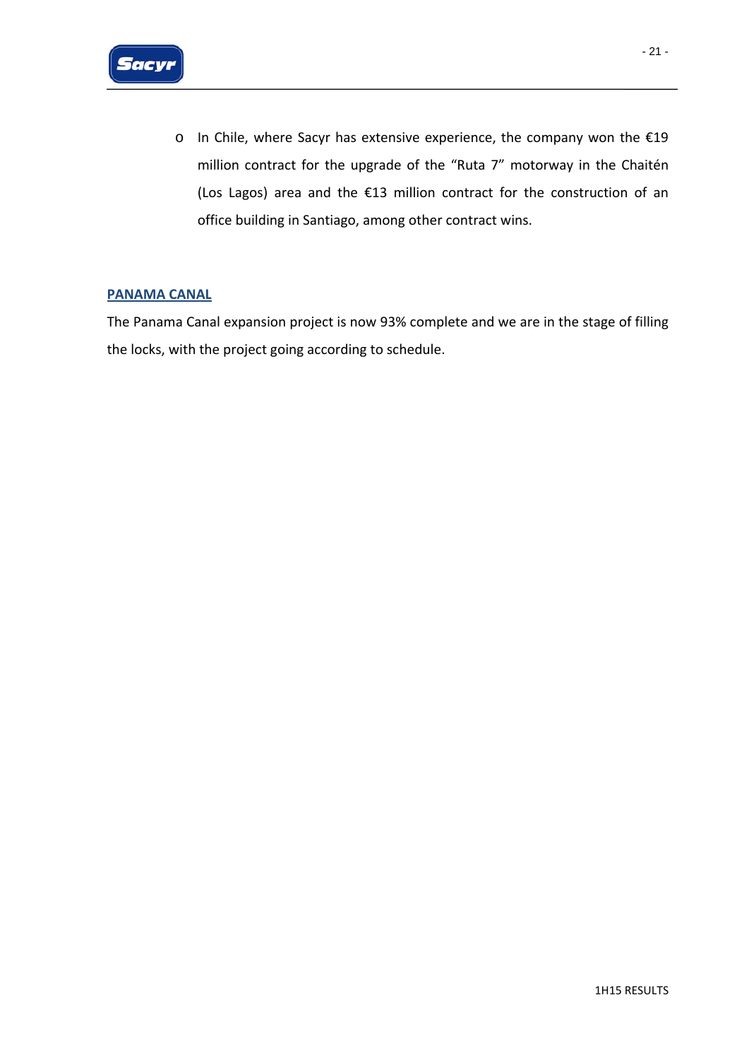- In Chile, where Sacyr has extensive experience, the company won the €19 million contract for the upgrade of the "Ruta 7" motorway in the Chaitén (Los Lagos) area and the €13 million contract for the construction of an office building in Santiago, among other contract wins.

## PANAMA CANAL

The Panama Canal expansion project is now 93% complete and we are in the stage of filling the locks, with the project going according to schedule.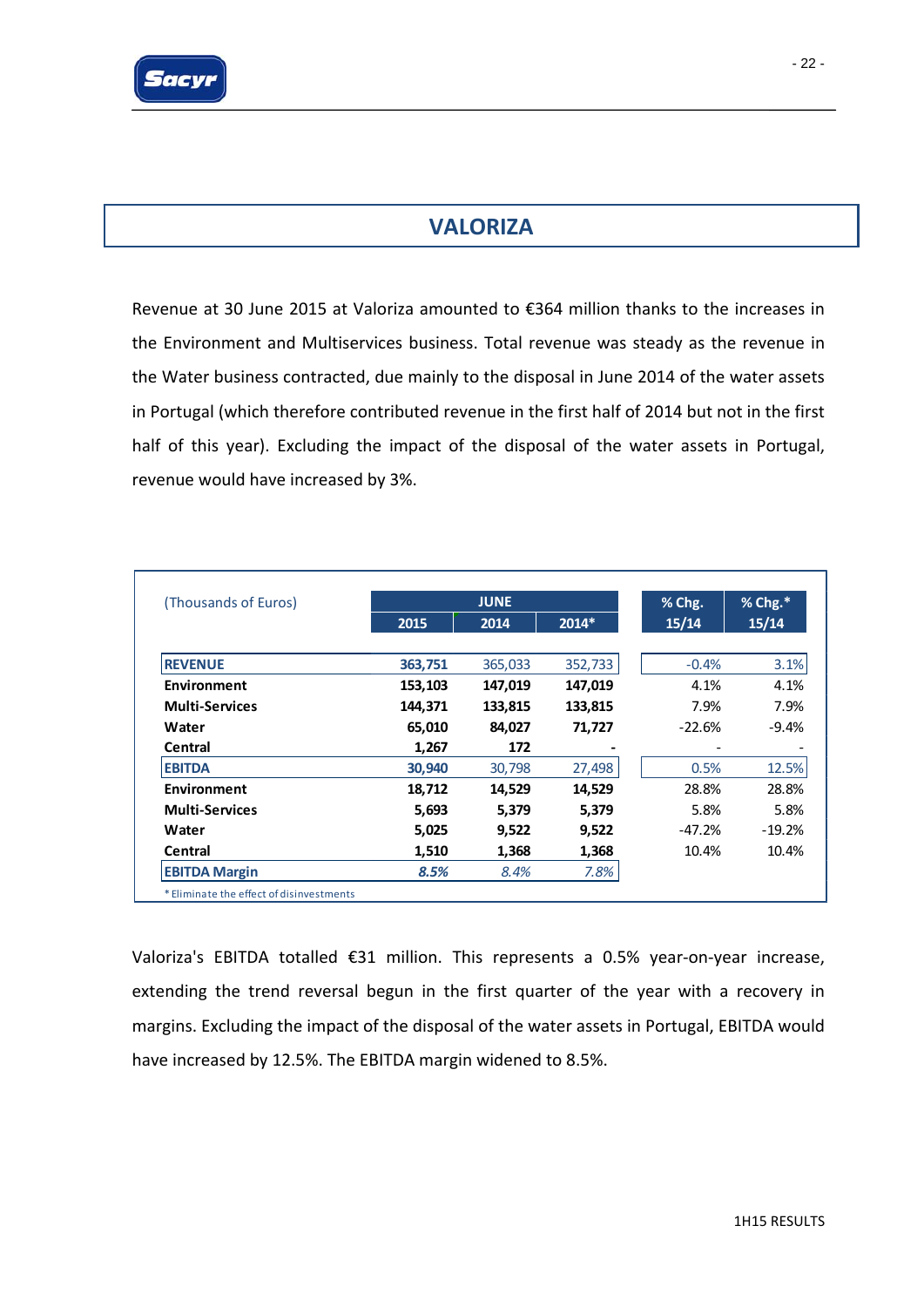# VALORIZA

Revenue at 30 June 2015 at Valoriza amounted to €364 million thanks to the increases in the Environment and Multiservices business. Total revenue was steady as the revenue in the Water business contracted, due mainly to the disposal in June 2014 of the water assets in Portugal (which therefore contributed revenue in the first half of 2014 but not in the first half of this year). Excluding the impact of the disposal of the water assets in Portugal, revenue would have increased by 3%.

| (Thousands of Euros) | JUNE | | | % Chg. | % Chg.* |
|---|---|---|---|---|---|
| | 2015 | 2014 | 2014* | 15/14 | 15/14 |
| **REVENUE** | **363,751** | 365,033 | 352,733 | -0.4% | 3.1% |
| **Environment** | **153,103** | **147,019** | **147,019** | 4.1% | 4.1% |
| **Multi-Services** | **144,371** | **133,815** | **133,815** | 7.9% | 7.9% |
| **Water** | **65,010** | **84,027** | **71,727** | -22.6% | -9.4% |
| **Central** | **1,267** | **172** | **-** | - | - |
| **EBITDA** | **30,940** | 30,798 | 27,498 | 0.5% | 12.5% |
| **Environment** | **18,712** | **14,529** | **14,529** | 28.8% | 28.8% |
| **Multi-Services** | **5,693** | **5,379** | **5,379** | 5.8% | 5.8% |
| **Water** | **5,025** | **9,522** | **9,522** | -47.2% | -19.2% |
| **Central** | **1,510** | **1,368** | **1,368** | 10.4% | 10.4% |
| **EBITDA Margin** | ***8.5%*** | *8.4%* | *7.8%* | | |

* Eliminate the effect of disinvestments

Valoriza's EBITDA totalled €31 million. This represents a 0.5% year-on-year increase, extending the trend reversal begun in the first quarter of the year with a recovery in margins. Excluding the impact of the disposal of the water assets in Portugal, EBITDA would have increased by 12.5%. The EBITDA margin widened to 8.5%.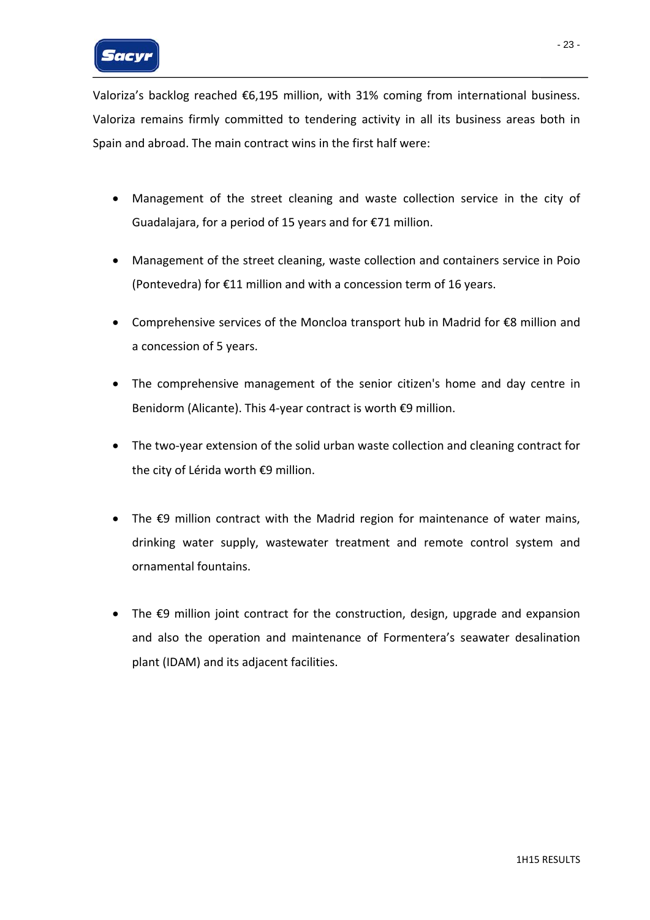Valoriza's backlog reached €6,195 million, with 31% coming from international business. Valoriza remains firmly committed to tendering activity in all its business areas both in Spain and abroad. The main contract wins in the first half were:

- Management of the street cleaning and waste collection service in the city of Guadalajara, for a period of 15 years and for €71 million.
- Management of the street cleaning, waste collection and containers service in Poio (Pontevedra) for €11 million and with a concession term of 16 years.
- Comprehensive services of the Moncloa transport hub in Madrid for €8 million and a concession of 5 years.
- The comprehensive management of the senior citizen's home and day centre in Benidorm (Alicante). This 4-year contract is worth €9 million.
- The two-year extension of the solid urban waste collection and cleaning contract for the city of Lérida worth €9 million.
- The €9 million contract with the Madrid region for maintenance of water mains, drinking water supply, wastewater treatment and remote control system and ornamental fountains.
- The €9 million joint contract for the construction, design, upgrade and expansion and also the operation and maintenance of Formentera's seawater desalination plant (IDAM) and its adjacent facilities.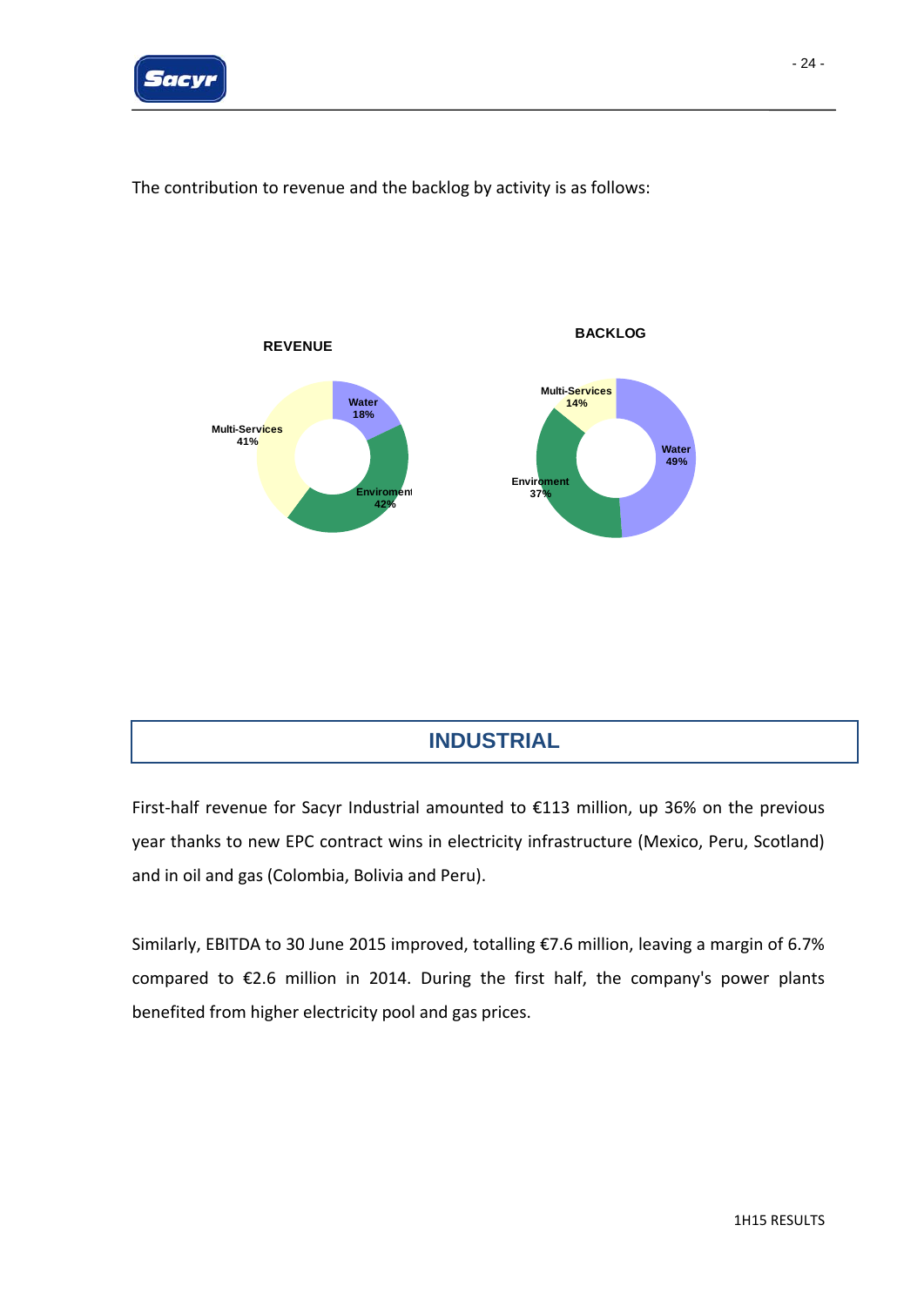The contribution to revenue and the backlog by activity is as follows:

REVENUE

Water
18%

Multi-Services
41%

Enviroment
42%

BACKLOG

Multi-Services
14%

Water
49%

Enviroment
37%

## INDUSTRIAL

First-half revenue for Sacyr Industrial amounted to €113 million, up 36% on the previous year thanks to new EPC contract wins in electricity infrastructure (Mexico, Peru, Scotland) and in oil and gas (Colombia, Bolivia and Peru).

Similarly, EBITDA to 30 June 2015 improved, totalling €7.6 million, leaving a margin of 6.7% compared to €2.6 million in 2014. During the first half, the company's power plants benefited from higher electricity pool and gas prices.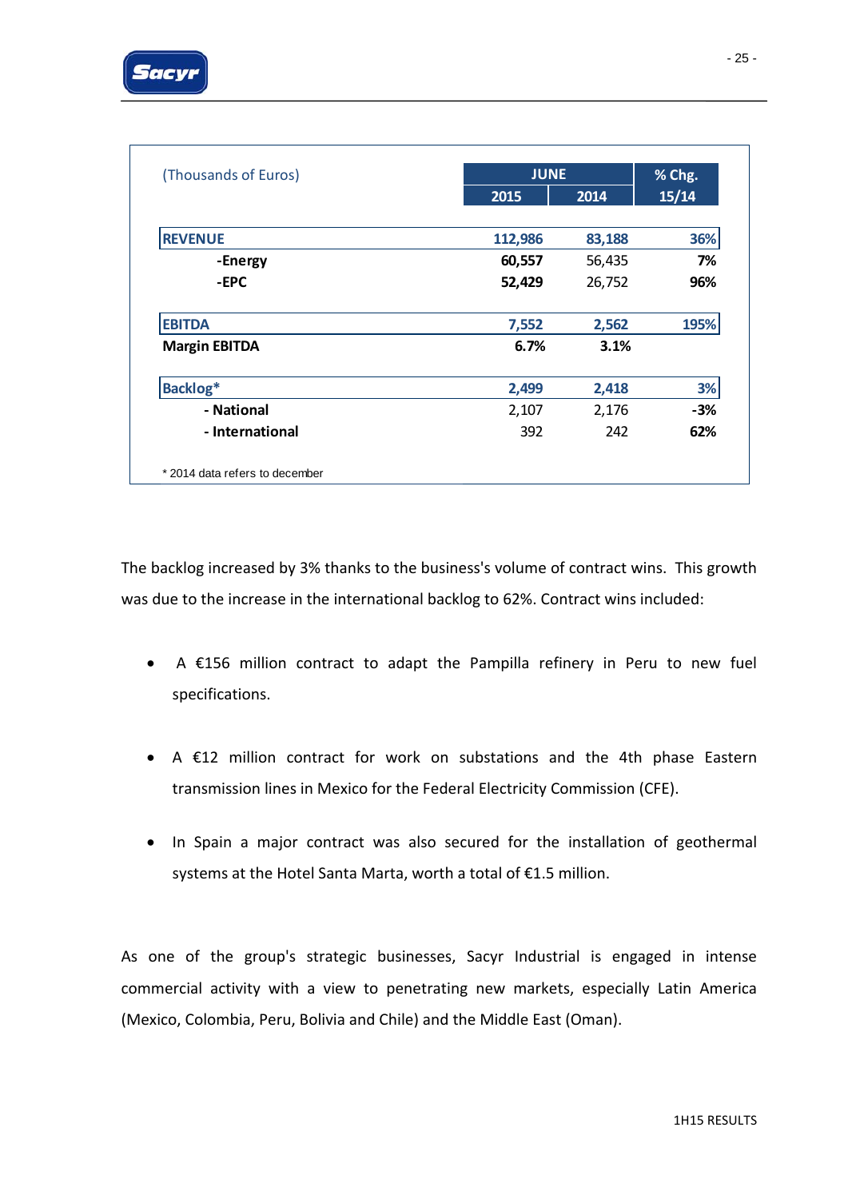| (Thousands of Euros) | JUNE | | % Chg. |
|---|---|---|---|
| | 2015 | 2014 | 15/14 |
| **REVENUE** | **112,986** | **83,188** | **36%** |
| **-Energy** | **60,557** | 56,435 | **7%** |
| **-EPC** | **52,429** | 26,752 | **96%** |
| **EBITDA** | **7,552** | **2,562** | **195%** |
| **Margin EBITDA** | **6.7%** | **3.1%** | |
| **Backlog*** | **2,499** | **2,418** | **3%** |
| **- National** | 2,107 | 2,176 | **-3%** |
| **- International** | 392 | 242 | **62%** |

* 2014 data refers to december

The backlog increased by 3% thanks to the business's volume of contract wins. This growth was due to the increase in the international backlog to 62%. Contract wins included:

- A €156 million contract to adapt the Pampilla refinery in Peru to new fuel specifications.
- A €12 million contract for work on substations and the 4th phase Eastern transmission lines in Mexico for the Federal Electricity Commission (CFE).
- In Spain a major contract was also secured for the installation of geothermal systems at the Hotel Santa Marta, worth a total of €1.5 million.

As one of the group's strategic businesses, Sacyr Industrial is engaged in intense commercial activity with a view to penetrating new markets, especially Latin America (Mexico, Colombia, Peru, Bolivia and Chile) and the Middle East (Oman).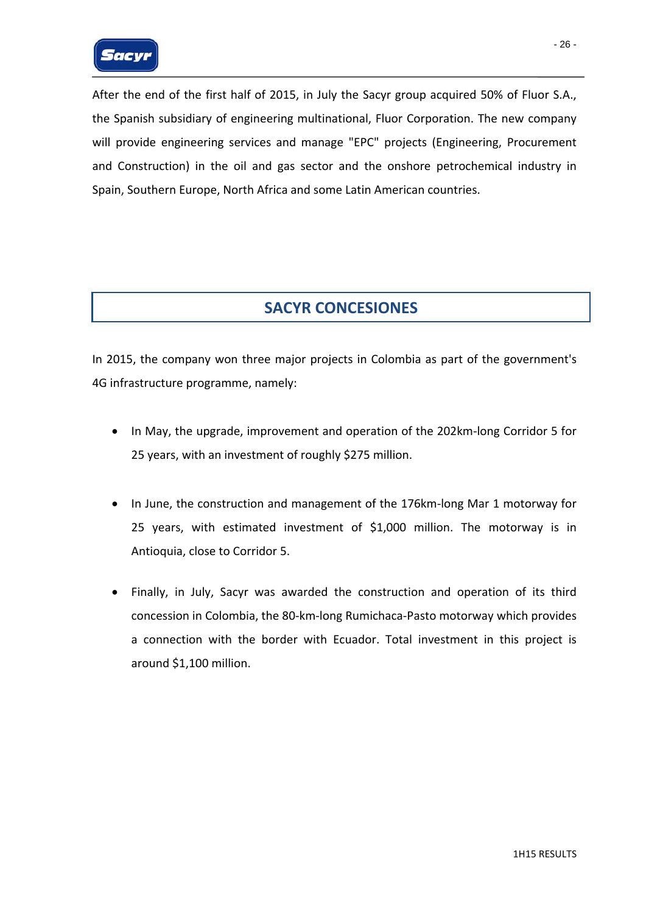After the end of the first half of 2015, in July the Sacyr group acquired 50% of Fluor S.A., the Spanish subsidiary of engineering multinational, Fluor Corporation. The new company will provide engineering services and manage "EPC" projects (Engineering, Procurement and Construction) in the oil and gas sector and the onshore petrochemical industry in Spain, Southern Europe, North Africa and some Latin American countries.

## SACYR CONCESIONES

In 2015, the company won three major projects in Colombia as part of the government's 4G infrastructure programme, namely:

- In May, the upgrade, improvement and operation of the 202km-long Corridor 5 for 25 years, with an investment of roughly $275 million.

- In June, the construction and management of the 176km-long Mar 1 motorway for 25 years, with estimated investment of $1,000 million. The motorway is in Antioquia, close to Corridor 5.

- Finally, in July, Sacyr was awarded the construction and operation of its third concession in Colombia, the 80-km-long Rumichaca-Pasto motorway which provides a connection with the border with Ecuador. Total investment in this project is around $1,100 million.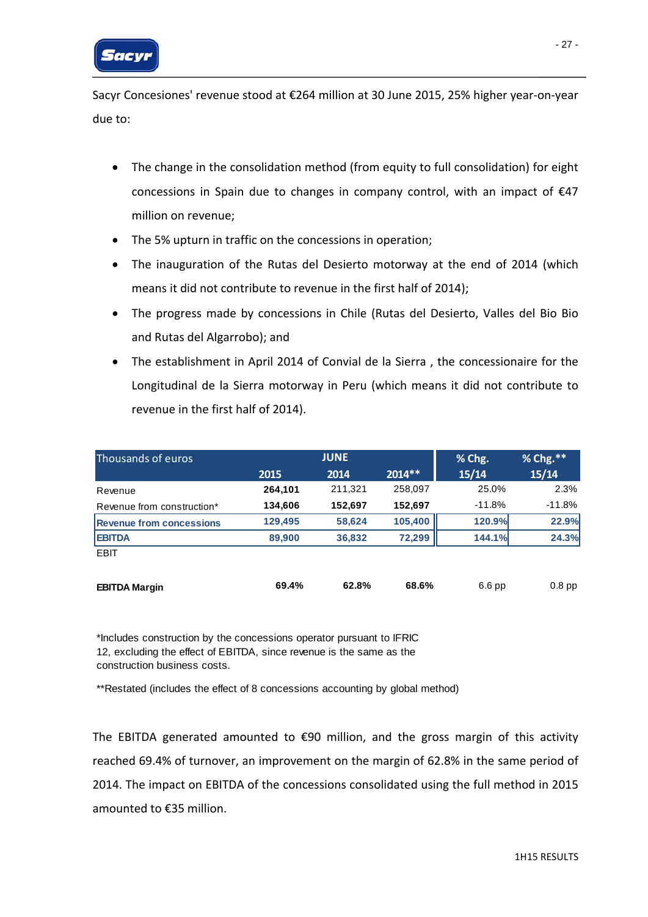Sacyr Concesiones' revenue stood at €264 million at 30 June 2015, 25% higher year-on-year due to:

- The change in the consolidation method (from equity to full consolidation) for eight concessions in Spain due to changes in company control, with an impact of €47 million on revenue;
- The 5% upturn in traffic on the concessions in operation;
- The inauguration of the Rutas del Desierto motorway at the end of 2014 (which means it did not contribute to revenue in the first half of 2014);
- The progress made by concessions in Chile (Rutas del Desierto, Valles del Bio Bio and Rutas del Algarrobo); and
- The establishment in April 2014 of Convial de la Sierra , the concessionaire for the Longitudinal de la Sierra motorway in Peru (which means it did not contribute to revenue in the first half of 2014).

| Thousands of euros | JUNE | | | % Chg. | % Chg.** |
|---|---|---|---|---|---|
| | 2015 | 2014 | 2014** | 15/14 | 15/14 |
| Revenue | **264,101** | 211,321 | 258,097 | 25.0% | 2.3% |
| Revenue from construction* | **134,606** | **152,697** | **152,697** | -11.8% | -11.8% |
| **Revenue from concessions** | **129,495** | **58,624** | **105,400** | **120.9%** | **22.9%** |
| **EBITDA** | **89,900** | **36,832** | **72,299** | **144.1%** | **24.3%** |
| EBIT | | | | | |
| **EBITDA Margin** | **69.4%** | **62.8%** | **68.6%** | 6.6 pp | 0.8 pp |

*Includes construction by the concessions operator pursuant to IFRIC 12, excluding the effect of EBITDA, since revenue is the same as the construction business costs.

**Restated (includes the effect of 8 concessions accounting by global method)

The EBITDA generated amounted to €90 million, and the gross margin of this activity reached 69.4% of turnover, an improvement on the margin of 62.8% in the same period of 2014. The impact on EBITDA of the concessions consolidated using the full method in 2015 amounted to €35 million.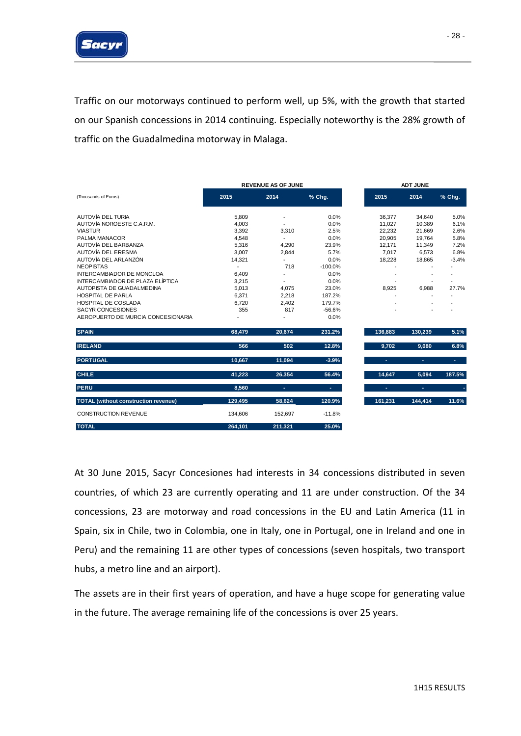Traffic on our motorways continued to perform well, up 5%, with the growth that started on our Spanish concessions in 2014 continuing. Especially noteworthy is the 28% growth of traffic on the Guadalmedina motorway in Malaga.

| | REVENUE AS OF JUNE | | | ADT JUNE | | |
|---|---|---|---|---|---|---|
| (Thousands of Euros) | 2015 | 2014 | % Chg. | 2015 | 2014 | % Chg. |
| AUTOVÍA DEL TURIA | 5,809 | - | 0.0% | 36,377 | 34,640 | 5.0% |
| AUTOVÍA NOROESTE C.A.R.M. | 4,003 | - | 0.0% | 11,027 | 10,389 | 6.1% |
| VIASTUR | 3,392 | 3,310 | 2.5% | 22,232 | 21,669 | 2.6% |
| PALMA MANACOR | 4,548 | - | 0.0% | 20,905 | 19,764 | 5.8% |
| AUTOVÍA DEL BARBANZA | 5,316 | 4,290 | 23.9% | 12,171 | 11,349 | 7.2% |
| AUTOVÍA DEL ERESMA | 3,007 | 2,844 | 5.7% | 7,017 | 6,573 | 6.8% |
| AUTOVÍA DEL ARLANZÓN | 14,321 | - | 0.0% | 18,228 | 18,865 | -3.4% |
| NEOPISTAS | - | 718 | -100.0% | - | - | - |
| INTERCAMBIADOR DE MONCLOA | 6,409 | - | 0.0% | - | - | - |
| INTERCAMBIADOR DE PLAZA ELÍPTICA | 3,215 | - | 0.0% | - | - | - |
| AUTOPISTA DE GUADALMEDINA | 5,013 | 4,075 | 23.0% | 8,925 | 6,988 | 27.7% |
| HOSPITAL DE PARLA | 6,371 | 2,218 | 187.2% | - | - | - |
| HOSPITAL DE COSLADA | 6,720 | 2,402 | 179.7% | - | - | - |
| SACYR CONCESIONES | 355 | 817 | -56.6% | - | - | - |
| AEROPUERTO DE MURCIA CONCESIONARIA | - | - | 0.0% | | | |
| **SPAIN** | **68,479** | **20,674** | **231.2%** | **136,883** | **130,239** | **5.1%** |
| **IRELAND** | **566** | **502** | **12.8%** | **9,702** | **9,080** | **6.8%** |
| **PORTUGAL** | **10,667** | **11,094** | **-3.9%** | **-** | **-** | **-** |
| **CHILE** | **41,223** | **26,354** | **56.4%** | **14,647** | **5,094** | **187.5%** |
| **PERU** | **8,560** | **-** | **-** | **-** | **-** | **-** |
| **TOTAL (without construction revenue)** | **129,495** | **58,624** | **120.9%** | **161,231** | **144,414** | **11.6%** |
| CONSTRUCTION REVENUE | 134,606 | 152,697 | -11.8% | | | |
| **TOTAL** | **264,101** | **211,321** | **25.0%** | | | |

At 30 June 2015, Sacyr Concesiones had interests in 34 concessions distributed in seven countries, of which 23 are currently operating and 11 are under construction. Of the 34 concessions, 23 are motorway and road concessions in the EU and Latin America (11 in Spain, six in Chile, two in Colombia, one in Italy, one in Portugal, one in Ireland and one in Peru) and the remaining 11 are other types of concessions (seven hospitals, two transport hubs, a metro line and an airport).

The assets are in their first years of operation, and have a huge scope for generating value in the future. The average remaining life of the concessions is over 25 years.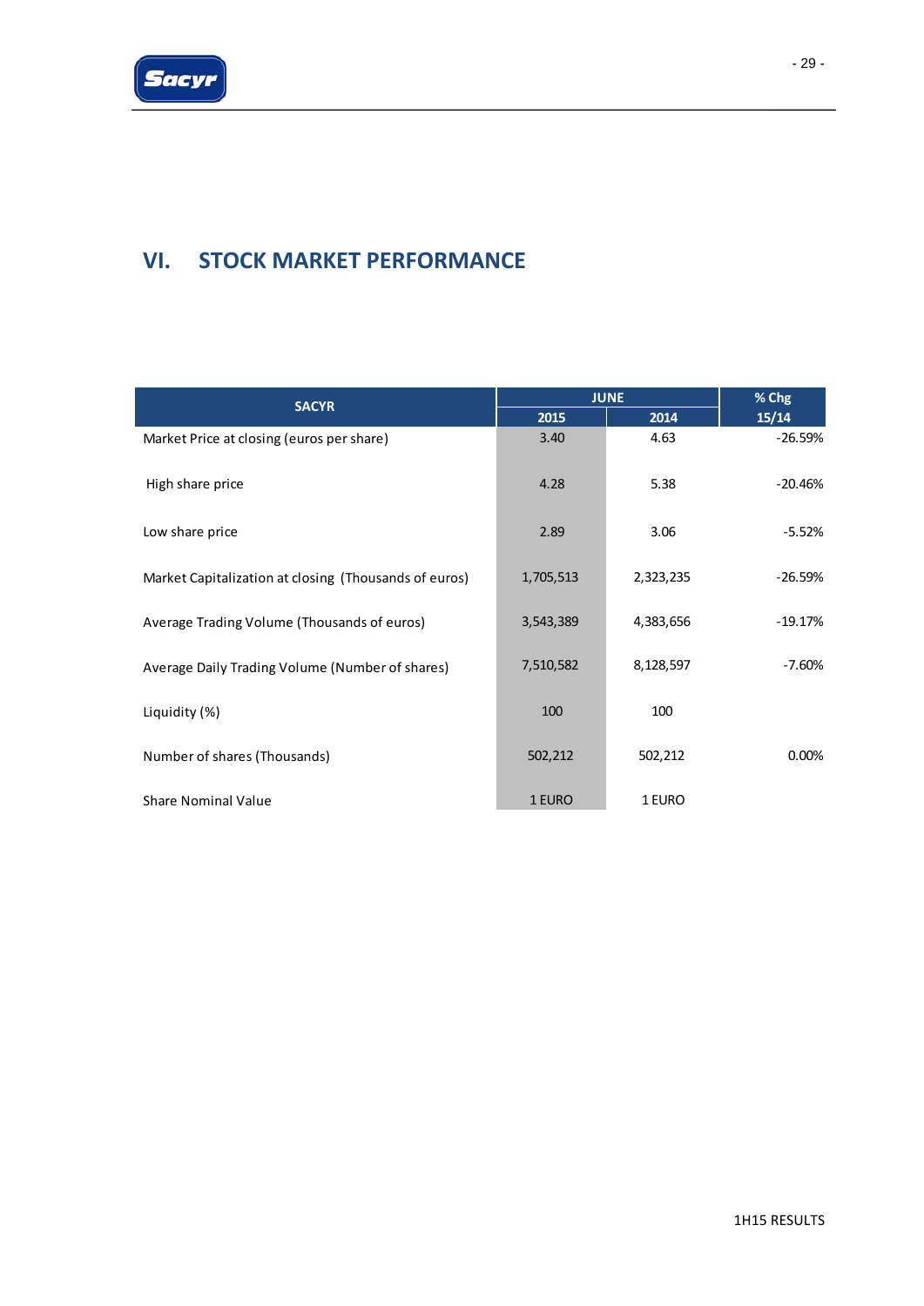# VI. STOCK MARKET PERFORMANCE

| SACYR | JUNE | | % Chg |
|---|---|---|---|
| | 2015 | 2014 | 15/14 |
| Market Price at closing (euros per share) | 3.40 | 4.63 | -26.59% |
| High share price | 4.28 | 5.38 | -20.46% |
| Low share price | 2.89 | 3.06 | -5.52% |
| Market Capitalization at closing (Thousands of euros) | 1,705,513 | 2,323,235 | -26.59% |
| Average Trading Volume (Thousands of euros) | 3,543,389 | 4,383,656 | -19.17% |
| Average Daily Trading Volume (Number of shares) | 7,510,582 | 8,128,597 | -7.60% |
| Liquidity (%) | 100 | 100 | |
| Number of shares (Thousands) | 502,212 | 502,212 | 0.00% |
| Share Nominal Value | 1 EURO | 1 EURO | |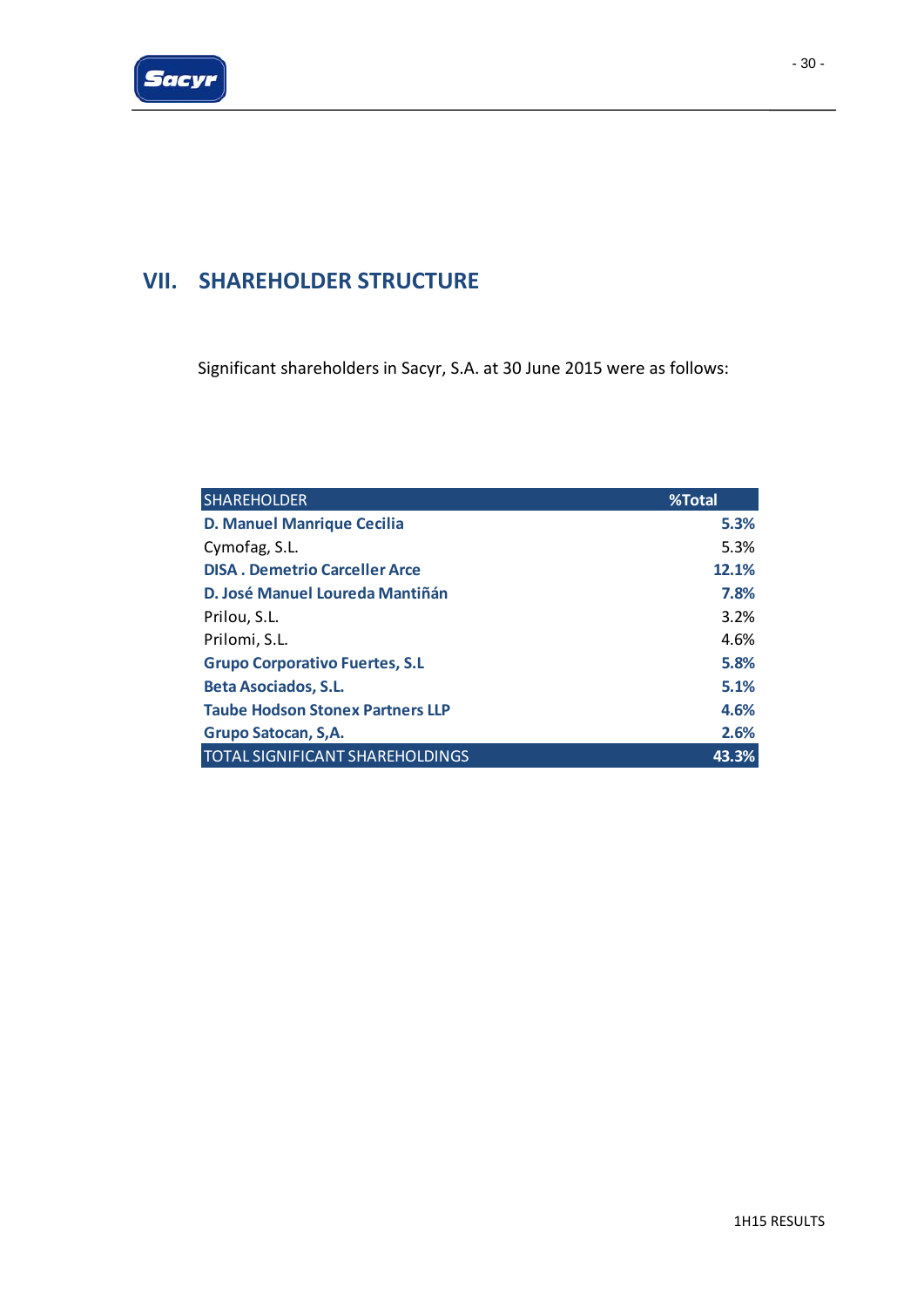# VII. SHAREHOLDER STRUCTURE

Significant shareholders in Sacyr, S.A. at 30 June 2015 were as follows:

| SHAREHOLDER | %Total |
| --- | --- |
| **D. Manuel Manrique Cecilia** | **5.3%** |
| Cymofag, S.L. | 5.3% |
| **DISA . Demetrio Carceller Arce** | **12.1%** |
| **D. José Manuel Loureda Mantiñán** | **7.8%** |
| Prilou, S.L. | 3.2% |
| Prilomi, S.L. | 4.6% |
| **Grupo Corporativo Fuertes, S.L** | **5.8%** |
| **Beta Asociados, S.L.** | **5.1%** |
| **Taube Hodson Stonex Partners LLP** | **4.6%** |
| **Grupo Satocan, S,A.** | **2.6%** |
| TOTAL SIGNIFICANT SHAREHOLDINGS | **43.3%** |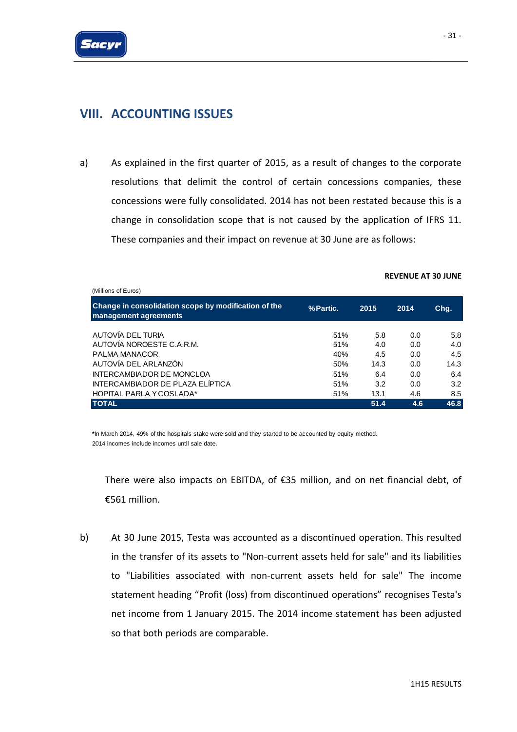## VIII. ACCOUNTING ISSUES

a) As explained in the first quarter of 2015, as a result of changes to the corporate resolutions that delimit the control of certain concessions companies, these concessions were fully consolidated. 2014 has not been restated because this is a change in consolidation scope that is not caused by the application of IFRS 11. These companies and their impact on revenue at 30 June are as follows:

**REVENUE AT 30 JUNE**

(Millions of Euros)

| Change in consolidation scope by modification of the management agreements | %Partic. | 2015 | 2014 | Chg. |
|---|---|---|---|---|
| AUTOVÍA DEL TURIA | 51% | 5.8 | 0.0 | 5.8 |
| AUTOVÍA NOROESTE C.A.R.M. | 51% | 4.0 | 0.0 | 4.0 |
| PALMA MANACOR | 40% | 4.5 | 0.0 | 4.5 |
| AUTOVÍA DEL ARLANZÓN | 50% | 14.3 | 0.0 | 14.3 |
| INTERCAMBIADOR DE MONCLOA | 51% | 6.4 | 0.0 | 6.4 |
| INTERCAMBIADOR DE PLAZA ELÍPTICA | 51% | 3.2 | 0.0 | 3.2 |
| HOPITAL PARLA Y COSLADA* | 51% | 13.1 | 4.6 | 8.5 |
| **TOTAL** | | **51.4** | **4.6** | **46.8** |

***In March 2014, 49% of the hospitals stake were sold and they started to be accounted by equity method.**
2014 incomes include incomes until sale date.

There were also impacts on EBITDA, of €35 million, and on net financial debt, of €561 million.

b) At 30 June 2015, Testa was accounted as a discontinued operation. This resulted in the transfer of its assets to "Non-current assets held for sale" and its liabilities to "Liabilities associated with non-current assets held for sale" The income statement heading “Profit (loss) from discontinued operations” recognises Testa's net income from 1 January 2015. The 2014 income statement has been adjusted so that both periods are comparable.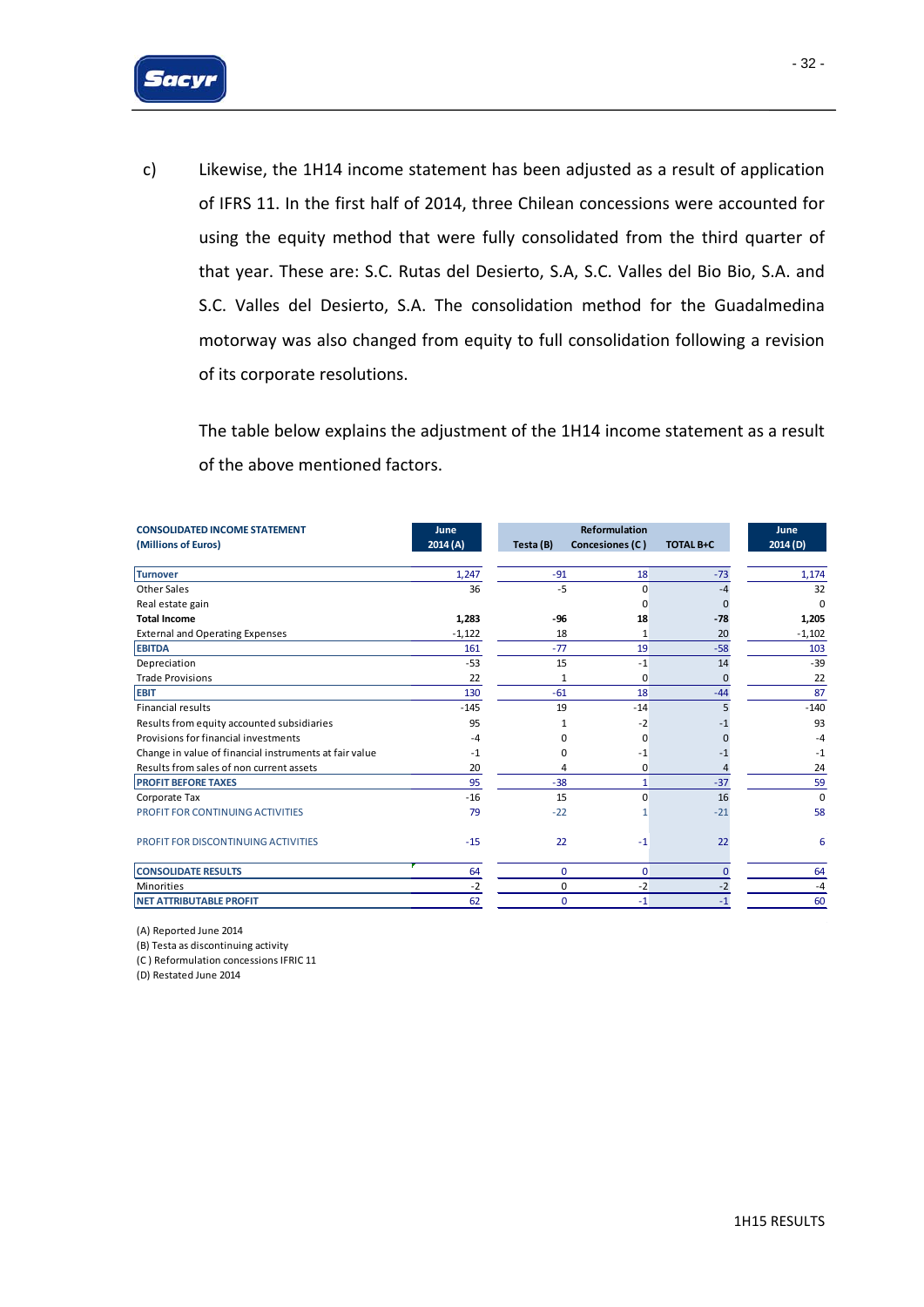c) Likewise, the 1H14 income statement has been adjusted as a result of application of IFRS 11. In the first half of 2014, three Chilean concessions were accounted for using the equity method that were fully consolidated from the third quarter of that year. These are: S.C. Rutas del Desierto, S.A, S.C. Valles del Bio Bio, S.A. and S.C. Valles del Desierto, S.A. The consolidation method for the Guadalmedina motorway was also changed from equity to full consolidation following a revision of its corporate resolutions.

The table below explains the adjustment of the 1H14 income statement as a result of the above mentioned factors.

| CONSOLIDATED INCOME STATEMENT (Millions of Euros) | June 2014 (A) | Reformulation | | | June 2014 (D) |
|---|---|---|---|---|---|
| | | Testa (B) | Concesiones (C ) | TOTAL B+C | |
| **Turnover** | 1,247 | -91 | 18 | -73 | 1,174 |
| Other Sales | 36 | -5 | 0 | -4 | 32 |
| Real estate gain | | | 0 | 0 | 0 |
| **Total Income** | **1,283** | **-96** | **18** | **-78** | **1,205** |
| External and Operating Expenses | -1,122 | 18 | 1 | 20 | -1,102 |
| **EBITDA** | 161 | -77 | 19 | -58 | 103 |
| Depreciation | -53 | 15 | -1 | 14 | -39 |
| Trade Provisions | 22 | 1 | 0 | 0 | 22 |
| **EBIT** | 130 | -61 | 18 | -44 | 87 |
| Financial results | -145 | 19 | -14 | 5 | -140 |
| Results from equity accounted subsidiaries | 95 | 1 | -2 | -1 | 93 |
| Provisions for financial investments | -4 | 0 | 0 | 0 | -4 |
| Change in value of financial instruments at fair value | -1 | 0 | -1 | -1 | -1 |
| Results from sales of non current assets | 20 | 4 | 0 | 4 | 24 |
| **PROFIT BEFORE TAXES** | 95 | -38 | 1 | -37 | 59 |
| Corporate Tax | -16 | 15 | 0 | 16 | 0 |
| PROFIT FOR CONTINUING ACTIVITIES | 79 | -22 | 1 | -21 | 58 |
| PROFIT FOR DISCONTINUING ACTIVITIES | -15 | 22 | -1 | 22 | 6 |
| **CONSOLIDATE RESULTS** | 64 | 0 | 0 | 0 | 64 |
| Minorities | -2 | 0 | -2 | -2 | -4 |
| **NET ATTRIBUTABLE PROFIT** | 62 | 0 | -1 | -1 | 60 |

(A) Reported June 2014
(B) Testa as discontinuing activity
(C ) Reformulation concessions IFRIC 11
(D) Restated June 2014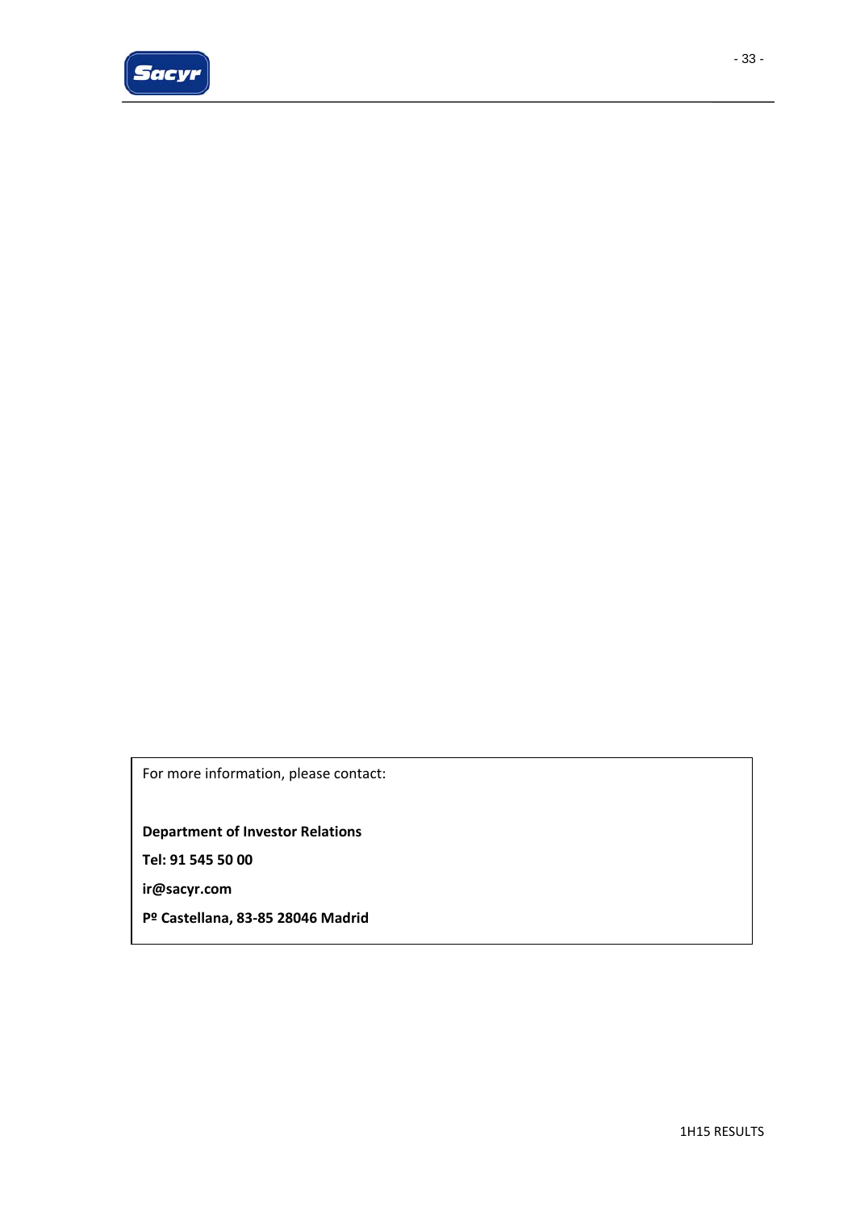For more information, please contact:

**Department of Investor Relations**

**Tel: 91 545 50 00**

**ir@sacyr.com**

**Pº Castellana, 83-85 28046 Madrid**